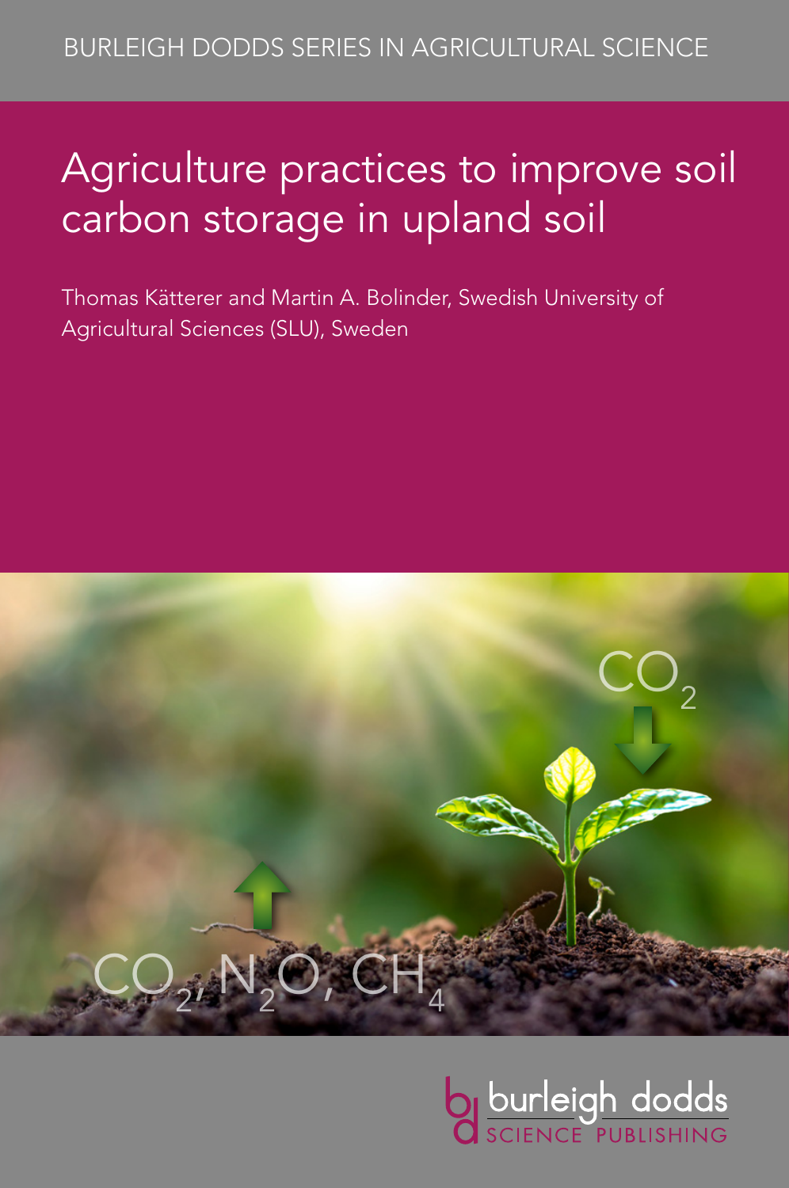BURLEIGH DODDS SERIES IN AGRICULTURAL SCIENCE

# Agriculture practices to improve soil carbon storage in upland soil

Thomas Kätterer and Martin A. Bolinder, Swedish University of Agricultural Sciences (SLU), Sweden

$CO_2$

$CO_2$, $N_2O$, $CH_4$

burleigh dodds SCIENCE PUBLISHING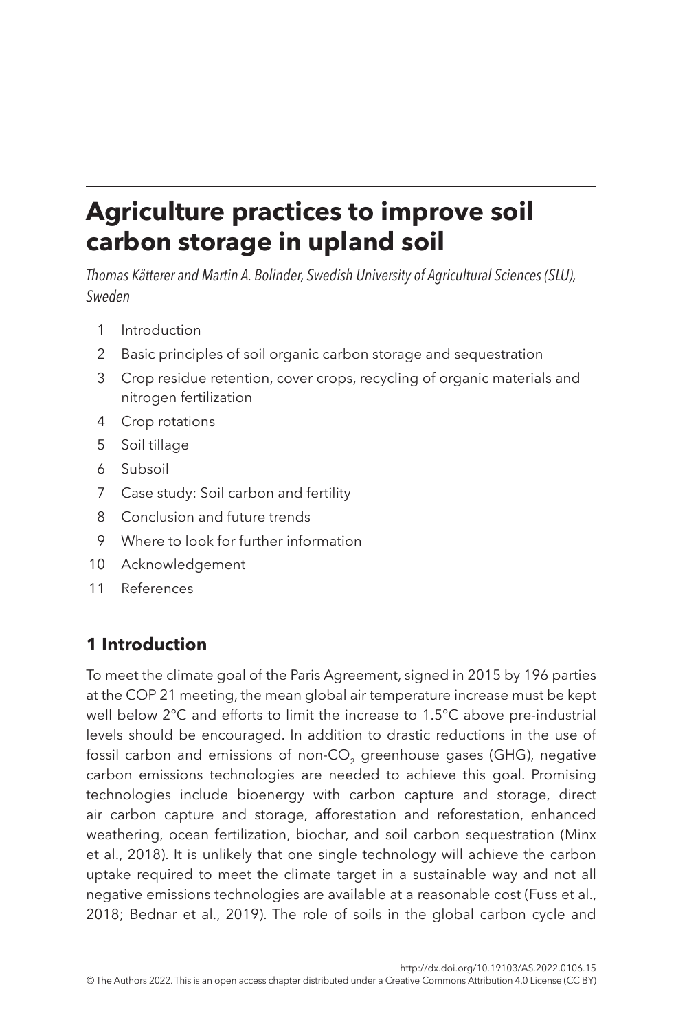# Agriculture practices to improve soil carbon storage in upland soil

*Thomas Kätterer and Martin A. Bolinder, Swedish University of Agricultural Sciences (SLU), Sweden*

1. Introduction
2. Basic principles of soil organic carbon storage and sequestration
3. Crop residue retention, cover crops, recycling of organic materials and nitrogen fertilization
4. Crop rotations
5. Soil tillage
6. Subsoil
7. Case study: Soil carbon and fertility
8. Conclusion and future trends
9. Where to look for further information
10. Acknowledgement
11. References

## 1 Introduction

To meet the climate goal of the Paris Agreement, signed in 2015 by 196 parties at the COP 21 meeting, the mean global air temperature increase must be kept well below 2°C and efforts to limit the increase to 1.5°C above pre-industrial levels should be encouraged. In addition to drastic reductions in the use of fossil carbon and emissions of non-$CO_2$ greenhouse gases (GHG), negative carbon emissions technologies are needed to achieve this goal. Promising technologies include bioenergy with carbon capture and storage, direct air carbon capture and storage, afforestation and reforestation, enhanced weathering, ocean fertilization, biochar, and soil carbon sequestration (Minx et al., 2018). It is unlikely that one single technology will achieve the carbon uptake required to meet the climate target in a sustainable way and not all negative emissions technologies are available at a reasonable cost (Fuss et al., 2018; Bednar et al., 2019). The role of soils in the global carbon cycle and

http://dx.doi.org/10.19103/AS.2022.0106.15

© The Authors 2022. This is an open access chapter distributed under a Creative Commons Attribution 4.0 License (CC BY)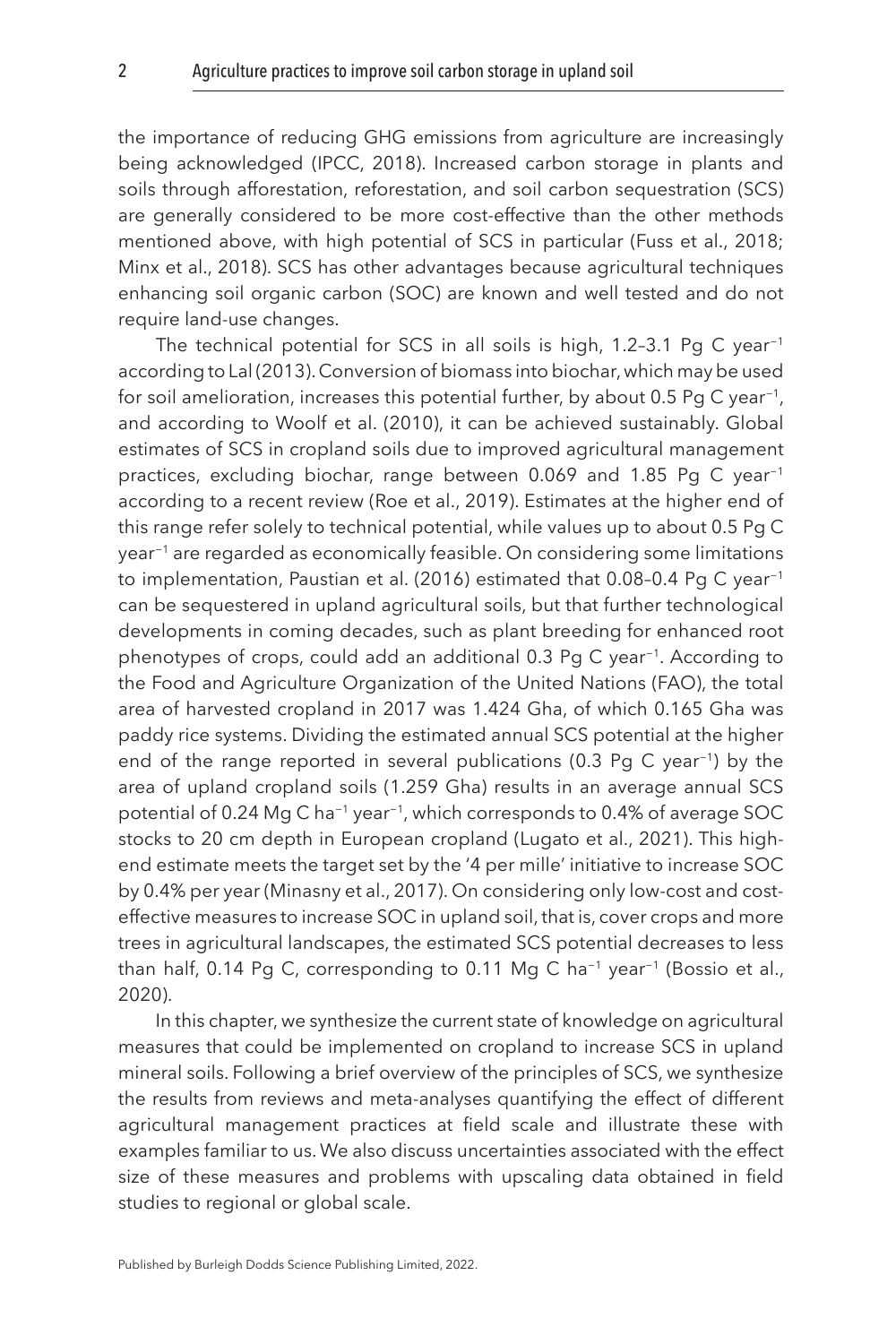the importance of reducing GHG emissions from agriculture are increasingly being acknowledged (IPCC, 2018). Increased carbon storage in plants and soils through afforestation, reforestation, and soil carbon sequestration (SCS) are generally considered to be more cost-effective than the other methods mentioned above, with high potential of SCS in particular (Fuss et al., 2018; Minx et al., 2018). SCS has other advantages because agricultural techniques enhancing soil organic carbon (SOC) are known and well tested and do not require land-use changes.

The technical potential for SCS in all soils is high, 1.2–3.1 Pg C year$^{-1}$ according to Lal (2013). Conversion of biomass into biochar, which may be used for soil amelioration, increases this potential further, by about 0.5 Pg C year$^{-1}$, and according to Woolf et al. (2010), it can be achieved sustainably. Global estimates of SCS in cropland soils due to improved agricultural management practices, excluding biochar, range between 0.069 and 1.85 Pg C year$^{-1}$ according to a recent review (Roe et al., 2019). Estimates at the higher end of this range refer solely to technical potential, while values up to about 0.5 Pg C year$^{-1}$ are regarded as economically feasible. On considering some limitations to implementation, Paustian et al. (2016) estimated that 0.08–0.4 Pg C year$^{-1}$ can be sequestered in upland agricultural soils, but that further technological developments in coming decades, such as plant breeding for enhanced root phenotypes of crops, could add an additional 0.3 Pg C year$^{-1}$. According to the Food and Agriculture Organization of the United Nations (FAO), the total area of harvested cropland in 2017 was 1.424 Gha, of which 0.165 Gha was paddy rice systems. Dividing the estimated annual SCS potential at the higher end of the range reported in several publications (0.3 Pg C year$^{-1}$) by the area of upland cropland soils (1.259 Gha) results in an average annual SCS potential of 0.24 Mg C ha$^{-1}$ year$^{-1}$, which corresponds to 0.4% of average SOC stocks to 20 cm depth in European cropland (Lugato et al., 2021). This high-end estimate meets the target set by the '4 per mille' initiative to increase SOC by 0.4% per year (Minasny et al., 2017). On considering only low-cost and cost-effective measures to increase SOC in upland soil, that is, cover crops and more trees in agricultural landscapes, the estimated SCS potential decreases to less than half, 0.14 Pg C, corresponding to 0.11 Mg C ha$^{-1}$ year$^{-1}$ (Bossio et al., 2020).

In this chapter, we synthesize the current state of knowledge on agricultural measures that could be implemented on cropland to increase SCS in upland mineral soils. Following a brief overview of the principles of SCS, we synthesize the results from reviews and meta-analyses quantifying the effect of different agricultural management practices at field scale and illustrate these with examples familiar to us. We also discuss uncertainties associated with the effect size of these measures and problems with upscaling data obtained in field studies to regional or global scale.

Published by Burleigh Dodds Science Publishing Limited, 2022.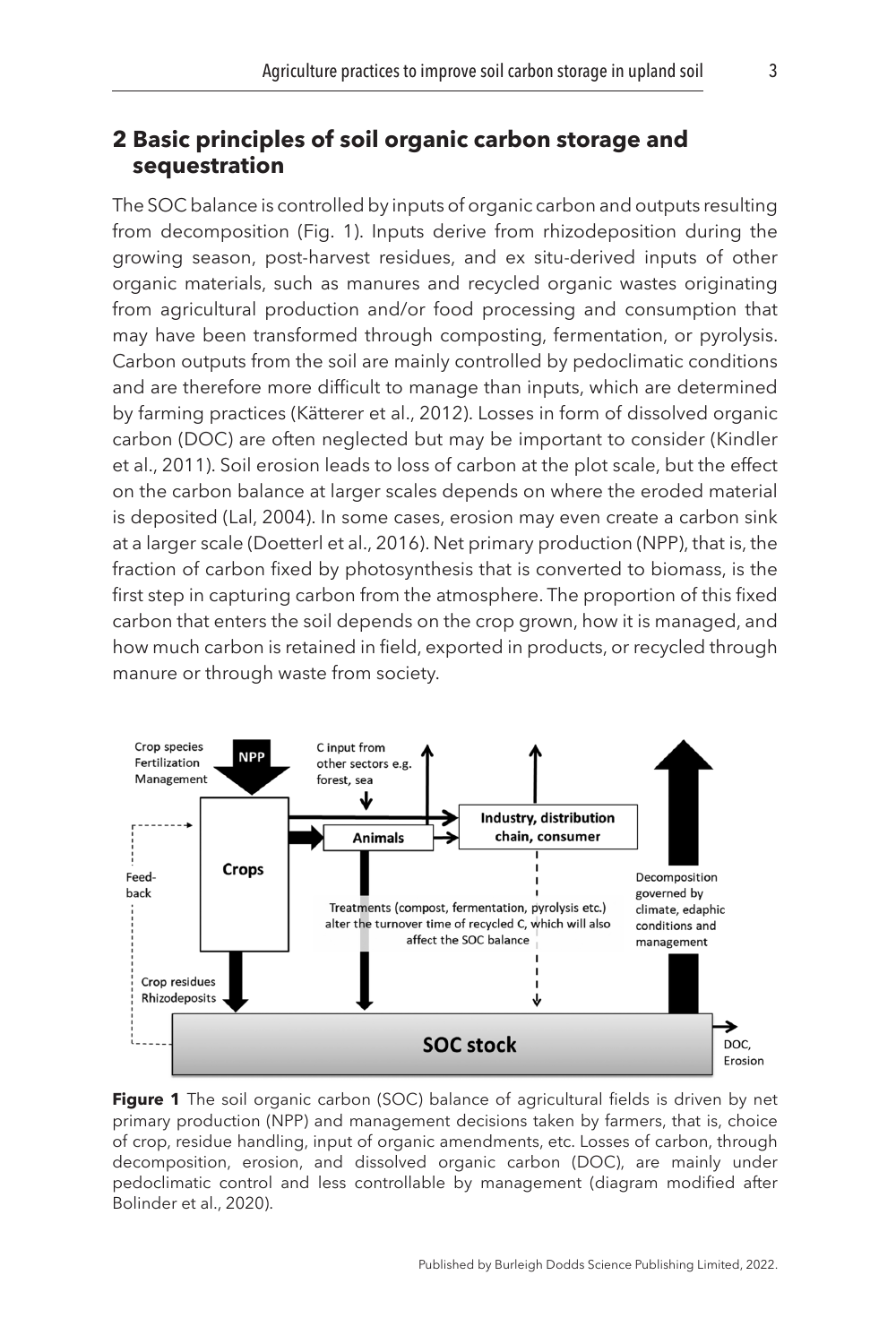## 2 Basic principles of soil organic carbon storage and sequestration

The SOC balance is controlled by inputs of organic carbon and outputs resulting from decomposition (Fig. 1). Inputs derive from rhizodeposition during the growing season, post-harvest residues, and ex situ-derived inputs of other organic materials, such as manures and recycled organic wastes originating from agricultural production and/or food processing and consumption that may have been transformed through composting, fermentation, or pyrolysis. Carbon outputs from the soil are mainly controlled by pedoclimatic conditions and are therefore more difficult to manage than inputs, which are determined by farming practices (Kätterer et al., 2012). Losses in form of dissolved organic carbon (DOC) are often neglected but may be important to consider (Kindler et al., 2011). Soil erosion leads to loss of carbon at the plot scale, but the effect on the carbon balance at larger scales depends on where the eroded material is deposited (Lal, 2004). In some cases, erosion may even create a carbon sink at a larger scale (Doetterl et al., 2016). Net primary production (NPP), that is, the fraction of carbon fixed by photosynthesis that is converted to biomass, is the first step in capturing carbon from the atmosphere. The proportion of this fixed carbon that enters the soil depends on the crop grown, how it is managed, and how much carbon is retained in field, exported in products, or recycled through manure or through waste from society.

**Figure 1** The soil organic carbon (SOC) balance of agricultural fields is driven by net primary production (NPP) and management decisions taken by farmers, that is, choice of crop, residue handling, input of organic amendments, etc. Losses of carbon, through decomposition, erosion, and dissolved organic carbon (DOC), are mainly under pedoclimatic control and less controllable by management (diagram modified after Bolinder et al., 2020).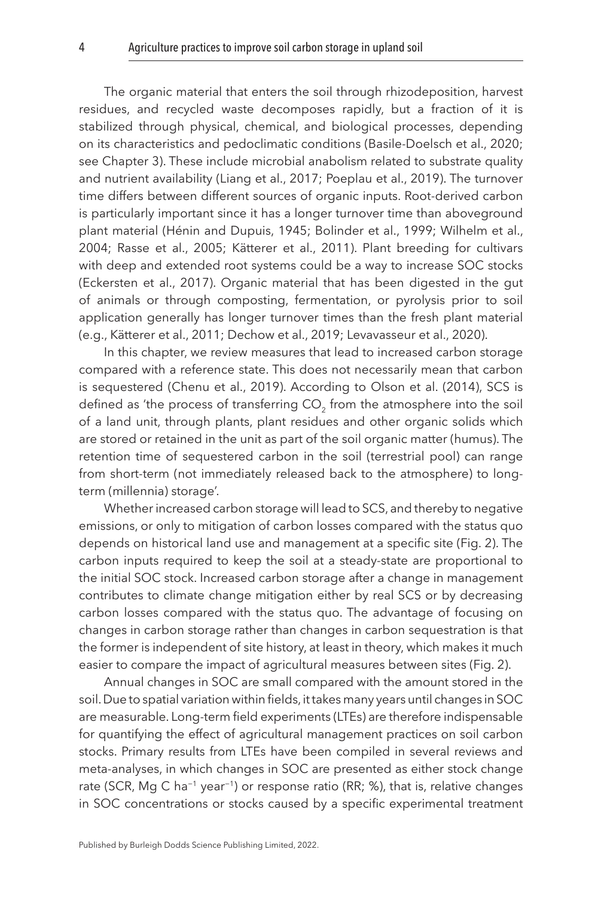The organic material that enters the soil through rhizodeposition, harvest residues, and recycled waste decomposes rapidly, but a fraction of it is stabilized through physical, chemical, and biological processes, depending on its characteristics and pedoclimatic conditions (Basile-Doelsch et al., 2020; see Chapter 3). These include microbial anabolism related to substrate quality and nutrient availability (Liang et al., 2017; Poeplau et al., 2019). The turnover time differs between different sources of organic inputs. Root-derived carbon is particularly important since it has a longer turnover time than aboveground plant material (Hénin and Dupuis, 1945; Bolinder et al., 1999; Wilhelm et al., 2004; Rasse et al., 2005; Kätterer et al., 2011). Plant breeding for cultivars with deep and extended root systems could be a way to increase SOC stocks (Eckersten et al., 2017). Organic material that has been digested in the gut of animals or through composting, fermentation, or pyrolysis prior to soil application generally has longer turnover times than the fresh plant material (e.g., Kätterer et al., 2011; Dechow et al., 2019; Levavasseur et al., 2020).

In this chapter, we review measures that lead to increased carbon storage compared with a reference state. This does not necessarily mean that carbon is sequestered (Chenu et al., 2019). According to Olson et al. (2014), SCS is defined as 'the process of transferring $CO_2$ from the atmosphere into the soil of a land unit, through plants, plant residues and other organic solids which are stored or retained in the unit as part of the soil organic matter (humus). The retention time of sequestered carbon in the soil (terrestrial pool) can range from short-term (not immediately released back to the atmosphere) to long-term (millennia) storage'.

Whether increased carbon storage will lead to SCS, and thereby to negative emissions, or only to mitigation of carbon losses compared with the status quo depends on historical land use and management at a specific site (Fig. 2). The carbon inputs required to keep the soil at a steady-state are proportional to the initial SOC stock. Increased carbon storage after a change in management contributes to climate change mitigation either by real SCS or by decreasing carbon losses compared with the status quo. The advantage of focusing on changes in carbon storage rather than changes in carbon sequestration is that the former is independent of site history, at least in theory, which makes it much easier to compare the impact of agricultural measures between sites (Fig. 2).

Annual changes in SOC are small compared with the amount stored in the soil. Due to spatial variation within fields, it takes many years until changes in SOC are measurable. Long-term field experiments (LTEs) are therefore indispensable for quantifying the effect of agricultural management practices on soil carbon stocks. Primary results from LTEs have been compiled in several reviews and meta-analyses, in which changes in SOC are presented as either stock change rate (SCR, Mg C $ha^{-1}$ $year^{-1}$) or response ratio (RR; %), that is, relative changes in SOC concentrations or stocks caused by a specific experimental treatment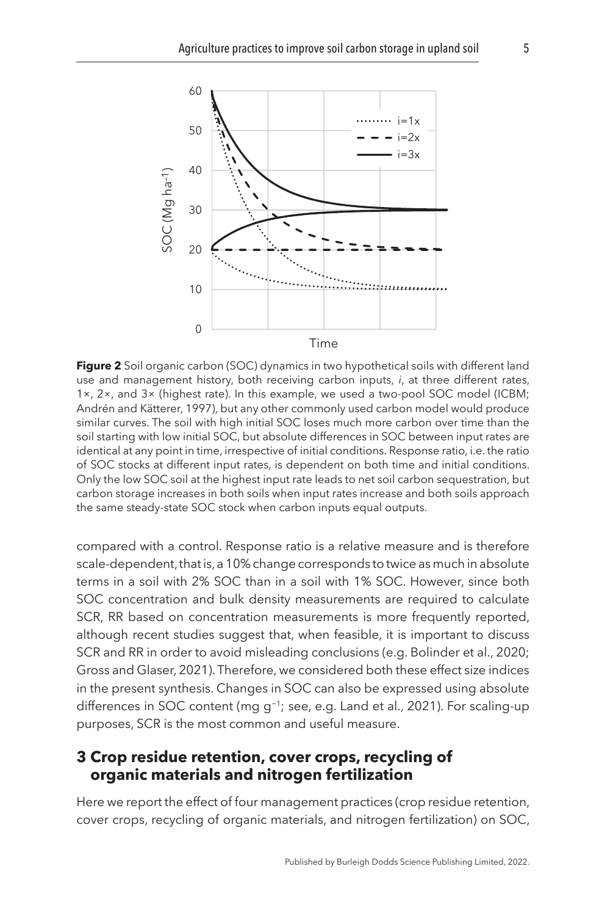**Figure 2** Soil organic carbon (SOC) dynamics in two hypothetical soils with different land use and management history, both receiving carbon inputs, *i*, at three different rates, 1×, 2×, and 3× (highest rate). In this example, we used a two-pool SOC model (ICBM; Andrén and Kätterer, 1997), but any other commonly used carbon model would produce similar curves. The soil with high initial SOC loses much more carbon over time than the soil starting with low initial SOC, but absolute differences in SOC between input rates are identical at any point in time, irrespective of initial conditions. Response ratio, i.e. the ratio of SOC stocks at different input rates, is dependent on both time and initial conditions. Only the low SOC soil at the highest input rate leads to net soil carbon sequestration, but carbon storage increases in both soils when input rates increase and both soils approach the same steady-state SOC stock when carbon inputs equal outputs.

compared with a control. Response ratio is a relative measure and is therefore scale-dependent, that is, a 10% change corresponds to twice as much in absolute terms in a soil with 2% SOC than in a soil with 1% SOC. However, since both SOC concentration and bulk density measurements are required to calculate SCR, RR based on concentration measurements is more frequently reported, although recent studies suggest that, when feasible, it is important to discuss SCR and RR in order to avoid misleading conclusions (e.g. Bolinder et al., 2020; Gross and Glaser, 2021). Therefore, we considered both these effect size indices in the present synthesis. Changes in SOC can also be expressed using absolute differences in SOC content (mg $g^{-1}$; see, e.g. Land et al., 2021). For scaling-up purposes, SCR is the most common and useful measure.

## 3 Crop residue retention, cover crops, recycling of organic materials and nitrogen fertilization

Here we report the effect of four management practices (crop residue retention, cover crops, recycling of organic materials, and nitrogen fertilization) on SOC,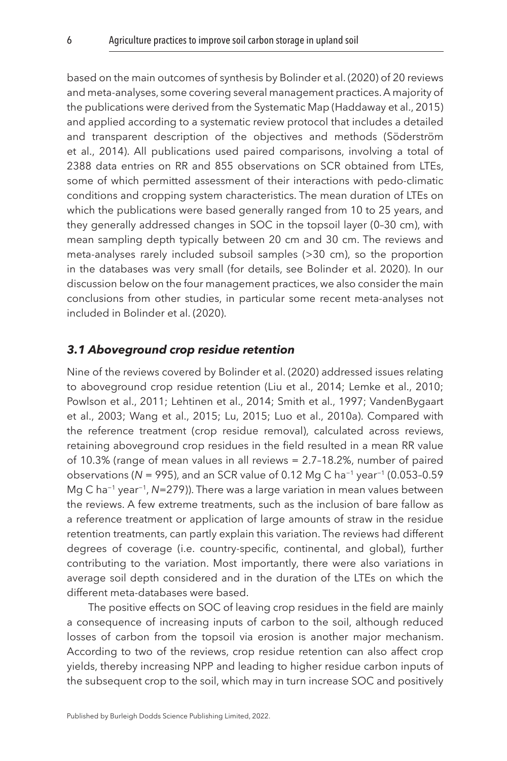based on the main outcomes of synthesis by Bolinder et al. (2020) of 20 reviews and meta-analyses, some covering several management practices. A majority of the publications were derived from the Systematic Map (Haddaway et al., 2015) and applied according to a systematic review protocol that includes a detailed and transparent description of the objectives and methods (Söderström et al., 2014). All publications used paired comparisons, involving a total of 2388 data entries on RR and 855 observations on SCR obtained from LTEs, some of which permitted assessment of their interactions with pedo-climatic conditions and cropping system characteristics. The mean duration of LTEs on which the publications were based generally ranged from 10 to 25 years, and they generally addressed changes in SOC in the topsoil layer (0–30 cm), with mean sampling depth typically between 20 cm and 30 cm. The reviews and meta-analyses rarely included subsoil samples (>30 cm), so the proportion in the databases was very small (for details, see Bolinder et al. 2020). In our discussion below on the four management practices, we also consider the main conclusions from other studies, in particular some recent meta-analyses not included in Bolinder et al. (2020).

### *3.1 Aboveground crop residue retention*

Nine of the reviews covered by Bolinder et al. (2020) addressed issues relating to aboveground crop residue retention (Liu et al., 2014; Lemke et al., 2010; Powlson et al., 2011; Lehtinen et al., 2014; Smith et al., 1997; VandenBygaart et al., 2003; Wang et al., 2015; Lu, 2015; Luo et al., 2010a). Compared with the reference treatment (crop residue removal), calculated across reviews, retaining aboveground crop residues in the field resulted in a mean RR value of 10.3% (range of mean values in all reviews = 2.7–18.2%, number of paired observations ($N$ = 995), and an SCR value of 0.12 Mg C ha$^{-1}$ year$^{-1}$ (0.053–0.59 Mg C ha$^{-1}$ year$^{-1}$, $N$=279)). There was a large variation in mean values between the reviews. A few extreme treatments, such as the inclusion of bare fallow as a reference treatment or application of large amounts of straw in the residue retention treatments, can partly explain this variation. The reviews had different degrees of coverage (i.e. country-specific, continental, and global), further contributing to the variation. Most importantly, there were also variations in average soil depth considered and in the duration of the LTEs on which the different meta-databases were based.

The positive effects on SOC of leaving crop residues in the field are mainly a consequence of increasing inputs of carbon to the soil, although reduced losses of carbon from the topsoil via erosion is another major mechanism. According to two of the reviews, crop residue retention can also affect crop yields, thereby increasing NPP and leading to higher residue carbon inputs of the subsequent crop to the soil, which may in turn increase SOC and positively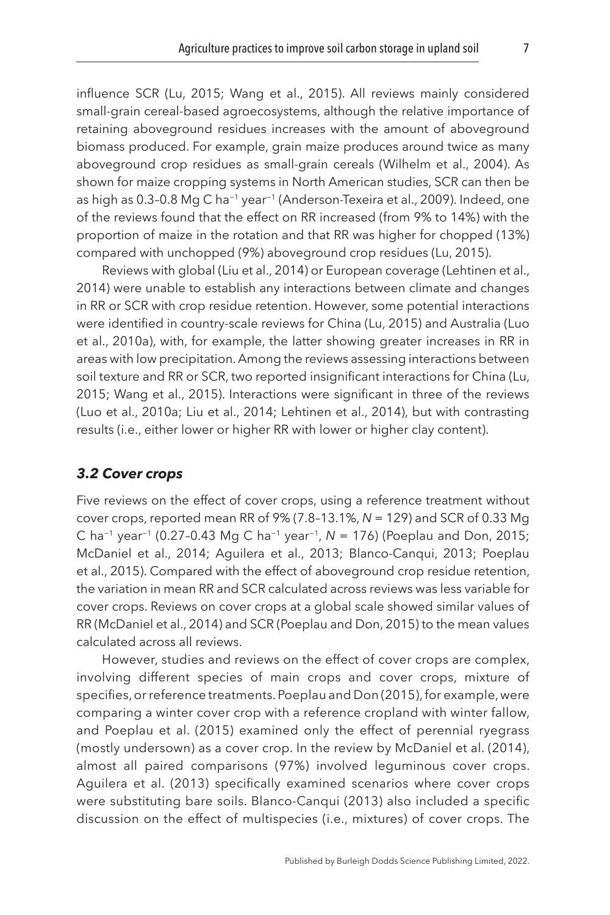influence SCR (Lu, 2015; Wang et al., 2015). All reviews mainly considered small-grain cereal-based agroecosystems, although the relative importance of retaining aboveground residues increases with the amount of aboveground biomass produced. For example, grain maize produces around twice as many aboveground crop residues as small-grain cereals (Wilhelm et al., 2004). As shown for maize cropping systems in North American studies, SCR can then be as high as 0.3–0.8 Mg C ha$^{-1}$ year$^{-1}$ (Anderson-Texeira et al., 2009). Indeed, one of the reviews found that the effect on RR increased (from 9% to 14%) with the proportion of maize in the rotation and that RR was higher for chopped (13%) compared with unchopped (9%) aboveground crop residues (Lu, 2015).

Reviews with global (Liu et al., 2014) or European coverage (Lehtinen et al., 2014) were unable to establish any interactions between climate and changes in RR or SCR with crop residue retention. However, some potential interactions were identified in country-scale reviews for China (Lu, 2015) and Australia (Luo et al., 2010a), with, for example, the latter showing greater increases in RR in areas with low precipitation. Among the reviews assessing interactions between soil texture and RR or SCR, two reported insignificant interactions for China (Lu, 2015; Wang et al., 2015). Interactions were significant in three of the reviews (Luo et al., 2010a; Liu et al., 2014; Lehtinen et al., 2014), but with contrasting results (i.e., either lower or higher RR with lower or higher clay content).

### *3.2 Cover crops*

Five reviews on the effect of cover crops, using a reference treatment without cover crops, reported mean RR of 9% (7.8–13.1%, $N$ = 129) and SCR of 0.33 Mg C ha$^{-1}$ year$^{-1}$ (0.27–0.43 Mg C ha$^{-1}$ year$^{-1}$, $N$ = 176) (Poeplau and Don, 2015; McDaniel et al., 2014; Aguilera et al., 2013; Blanco-Canqui, 2013; Poeplau et al., 2015). Compared with the effect of aboveground crop residue retention, the variation in mean RR and SCR calculated across reviews was less variable for cover crops. Reviews on cover crops at a global scale showed similar values of RR (McDaniel et al., 2014) and SCR (Poeplau and Don, 2015) to the mean values calculated across all reviews.

However, studies and reviews on the effect of cover crops are complex, involving different species of main crops and cover crops, mixture of specifies, or reference treatments. Poeplau and Don (2015), for example, were comparing a winter cover crop with a reference cropland with winter fallow, and Poeplau et al. (2015) examined only the effect of perennial ryegrass (mostly undersown) as a cover crop. In the review by McDaniel et al. (2014), almost all paired comparisons (97%) involved leguminous cover crops. Aguilera et al. (2013) specifically examined scenarios where cover crops were substituting bare soils. Blanco-Canqui (2013) also included a specific discussion on the effect of multispecies (i.e., mixtures) of cover crops. The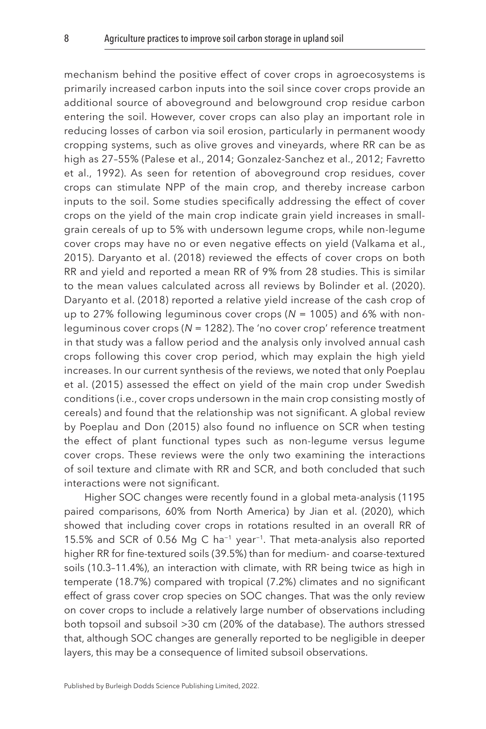mechanism behind the positive effect of cover crops in agroecosystems is primarily increased carbon inputs into the soil since cover crops provide an additional source of aboveground and belowground crop residue carbon entering the soil. However, cover crops can also play an important role in reducing losses of carbon via soil erosion, particularly in permanent woody cropping systems, such as olive groves and vineyards, where RR can be as high as 27–55% (Palese et al., 2014; Gonzalez-Sanchez et al., 2012; Favretto et al., 1992). As seen for retention of aboveground crop residues, cover crops can stimulate NPP of the main crop, and thereby increase carbon inputs to the soil. Some studies specifically addressing the effect of cover crops on the yield of the main crop indicate grain yield increases in small-grain cereals of up to 5% with undersown legume crops, while non-legume cover crops may have no or even negative effects on yield (Valkama et al., 2015). Daryanto et al. (2018) reviewed the effects of cover crops on both RR and yield and reported a mean RR of 9% from 28 studies. This is similar to the mean values calculated across all reviews by Bolinder et al. (2020). Daryanto et al. (2018) reported a relative yield increase of the cash crop of up to 27% following leguminous cover crops ($N = 1005$) and 6% with non-leguminous cover crops ($N = 1282$). The 'no cover crop' reference treatment in that study was a fallow period and the analysis only involved annual cash crops following this cover crop period, which may explain the high yield increases. In our current synthesis of the reviews, we noted that only Poeplau et al. (2015) assessed the effect on yield of the main crop under Swedish conditions (i.e., cover crops undersown in the main crop consisting mostly of cereals) and found that the relationship was not significant. A global review by Poeplau and Don (2015) also found no influence on SCR when testing the effect of plant functional types such as non-legume versus legume cover crops. These reviews were the only two examining the interactions of soil texture and climate with RR and SCR, and both concluded that such interactions were not significant.

Higher SOC changes were recently found in a global meta-analysis (1195 paired comparisons, 60% from North America) by Jian et al. (2020), which showed that including cover crops in rotations resulted in an overall RR of 15.5% and SCR of 0.56 Mg C $ha^{-1}$ $year^{-1}$. That meta-analysis also reported higher RR for fine-textured soils (39.5%) than for medium- and coarse-textured soils (10.3–11.4%), an interaction with climate, with RR being twice as high in temperate (18.7%) compared with tropical (7.2%) climates and no significant effect of grass cover crop species on SOC changes. That was the only review on cover crops to include a relatively large number of observations including both topsoil and subsoil >30 cm (20% of the database). The authors stressed that, although SOC changes are generally reported to be negligible in deeper layers, this may be a consequence of limited subsoil observations.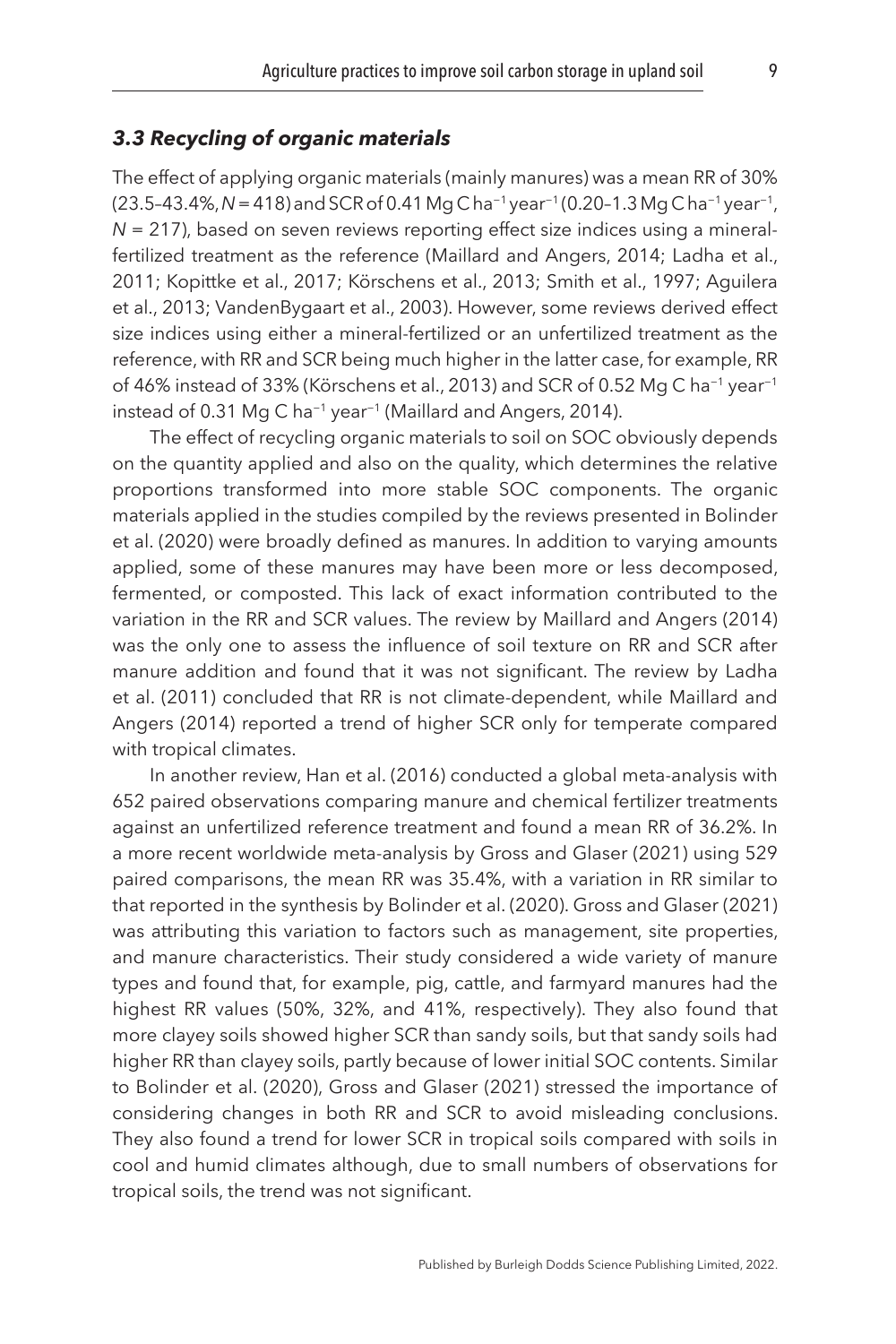### *3.3 Recycling of organic materials*

The effect of applying organic materials (mainly manures) was a mean RR of 30% (23.5–43.4%, $N = 418$) and SCR of 0.41 Mg C ha$^{-1}$ year$^{-1}$ (0.20–1.3 Mg C ha$^{-1}$ year$^{-1}$, $N = 217$), based on seven reviews reporting effect size indices using a mineral-fertilized treatment as the reference (Maillard and Angers, 2014; Ladha et al., 2011; Kopittke et al., 2017; Körschens et al., 2013; Smith et al., 1997; Aguilera et al., 2013; VandenBygaart et al., 2003). However, some reviews derived effect size indices using either a mineral-fertilized or an unfertilized treatment as the reference, with RR and SCR being much higher in the latter case, for example, RR of 46% instead of 33% (Körschens et al., 2013) and SCR of 0.52 Mg C ha$^{-1}$ year$^{-1}$ instead of 0.31 Mg C ha$^{-1}$ year$^{-1}$ (Maillard and Angers, 2014).

The effect of recycling organic materials to soil on SOC obviously depends on the quantity applied and also on the quality, which determines the relative proportions transformed into more stable SOC components. The organic materials applied in the studies compiled by the reviews presented in Bolinder et al. (2020) were broadly defined as manures. In addition to varying amounts applied, some of these manures may have been more or less decomposed, fermented, or composted. This lack of exact information contributed to the variation in the RR and SCR values. The review by Maillard and Angers (2014) was the only one to assess the influence of soil texture on RR and SCR after manure addition and found that it was not significant. The review by Ladha et al. (2011) concluded that RR is not climate-dependent, while Maillard and Angers (2014) reported a trend of higher SCR only for temperate compared with tropical climates.

In another review, Han et al. (2016) conducted a global meta-analysis with 652 paired observations comparing manure and chemical fertilizer treatments against an unfertilized reference treatment and found a mean RR of 36.2%. In a more recent worldwide meta-analysis by Gross and Glaser (2021) using 529 paired comparisons, the mean RR was 35.4%, with a variation in RR similar to that reported in the synthesis by Bolinder et al. (2020). Gross and Glaser (2021) was attributing this variation to factors such as management, site properties, and manure characteristics. Their study considered a wide variety of manure types and found that, for example, pig, cattle, and farmyard manures had the highest RR values (50%, 32%, and 41%, respectively). They also found that more clayey soils showed higher SCR than sandy soils, but that sandy soils had higher RR than clayey soils, partly because of lower initial SOC contents. Similar to Bolinder et al. (2020), Gross and Glaser (2021) stressed the importance of considering changes in both RR and SCR to avoid misleading conclusions. They also found a trend for lower SCR in tropical soils compared with soils in cool and humid climates although, due to small numbers of observations for tropical soils, the trend was not significant.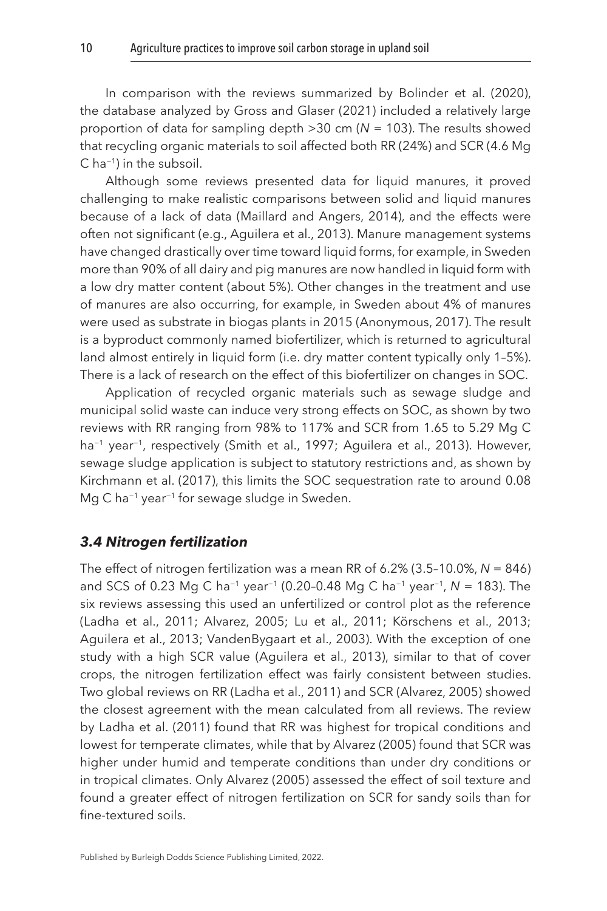In comparison with the reviews summarized by Bolinder et al. (2020), the database analyzed by Gross and Glaser (2021) included a relatively large proportion of data for sampling depth >30 cm (*N* = 103). The results showed that recycling organic materials to soil affected both RR (24%) and SCR (4.6 Mg C $ha^{-1}$) in the subsoil.

Although some reviews presented data for liquid manures, it proved challenging to make realistic comparisons between solid and liquid manures because of a lack of data (Maillard and Angers, 2014), and the effects were often not significant (e.g., Aguilera et al., 2013). Manure management systems have changed drastically over time toward liquid forms, for example, in Sweden more than 90% of all dairy and pig manures are now handled in liquid form with a low dry matter content (about 5%). Other changes in the treatment and use of manures are also occurring, for example, in Sweden about 4% of manures were used as substrate in biogas plants in 2015 (Anonymous, 2017). The result is a byproduct commonly named biofertilizer, which is returned to agricultural land almost entirely in liquid form (i.e. dry matter content typically only 1–5%). There is a lack of research on the effect of this biofertilizer on changes in SOC.

Application of recycled organic materials such as sewage sludge and municipal solid waste can induce very strong effects on SOC, as shown by two reviews with RR ranging from 98% to 117% and SCR from 1.65 to 5.29 Mg C $ha^{-1}$ $year^{-1}$, respectively (Smith et al., 1997; Aguilera et al., 2013). However, sewage sludge application is subject to statutory restrictions and, as shown by Kirchmann et al. (2017), this limits the SOC sequestration rate to around 0.08 Mg C $ha^{-1}$ $year^{-1}$ for sewage sludge in Sweden.

### *3.4 Nitrogen fertilization*

The effect of nitrogen fertilization was a mean RR of 6.2% (3.5–10.0%, *N* = 846) and SCS of 0.23 Mg C $ha^{-1}$ $year^{-1}$ (0.20–0.48 Mg C $ha^{-1}$ $year^{-1}$, *N* = 183). The six reviews assessing this used an unfertilized or control plot as the reference (Ladha et al., 2011; Alvarez, 2005; Lu et al., 2011; Körschens et al., 2013; Aguilera et al., 2013; VandenBygaart et al., 2003). With the exception of one study with a high SCR value (Aguilera et al., 2013), similar to that of cover crops, the nitrogen fertilization effect was fairly consistent between studies. Two global reviews on RR (Ladha et al., 2011) and SCR (Alvarez, 2005) showed the closest agreement with the mean calculated from all reviews. The review by Ladha et al. (2011) found that RR was highest for tropical conditions and lowest for temperate climates, while that by Alvarez (2005) found that SCR was higher under humid and temperate conditions than under dry conditions or in tropical climates. Only Alvarez (2005) assessed the effect of soil texture and found a greater effect of nitrogen fertilization on SCR for sandy soils than for fine-textured soils.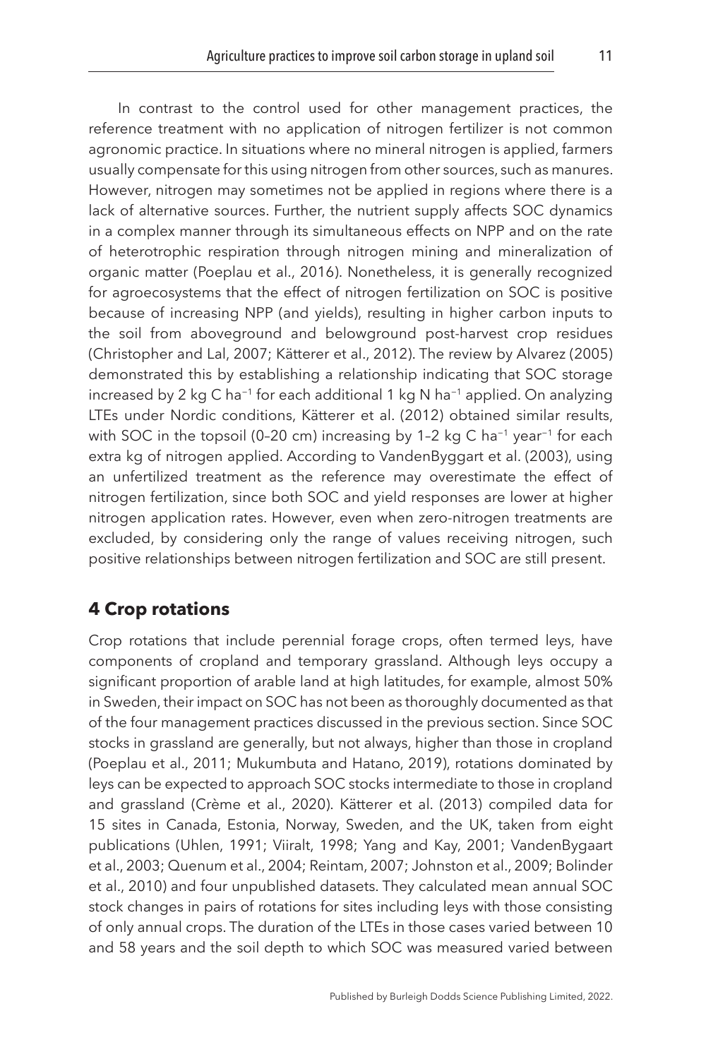In contrast to the control used for other management practices, the reference treatment with no application of nitrogen fertilizer is not common agronomic practice. In situations where no mineral nitrogen is applied, farmers usually compensate for this using nitrogen from other sources, such as manures. However, nitrogen may sometimes not be applied in regions where there is a lack of alternative sources. Further, the nutrient supply affects SOC dynamics in a complex manner through its simultaneous effects on NPP and on the rate of heterotrophic respiration through nitrogen mining and mineralization of organic matter (Poeplau et al., 2016). Nonetheless, it is generally recognized for agroecosystems that the effect of nitrogen fertilization on SOC is positive because of increasing NPP (and yields), resulting in higher carbon inputs to the soil from aboveground and belowground post-harvest crop residues (Christopher and Lal, 2007; Kätterer et al., 2012). The review by Alvarez (2005) demonstrated this by establishing a relationship indicating that SOC storage increased by 2 kg C $ha^{-1}$ for each additional 1 kg N $ha^{-1}$ applied. On analyzing LTEs under Nordic conditions, Kätterer et al. (2012) obtained similar results, with SOC in the topsoil (0–20 cm) increasing by 1–2 kg C $ha^{-1}$ $year^{-1}$ for each extra kg of nitrogen applied. According to VandenByggart et al. (2003), using an unfertilized treatment as the reference may overestimate the effect of nitrogen fertilization, since both SOC and yield responses are lower at higher nitrogen application rates. However, even when zero-nitrogen treatments are excluded, by considering only the range of values receiving nitrogen, such positive relationships between nitrogen fertilization and SOC are still present.

## 4 Crop rotations

Crop rotations that include perennial forage crops, often termed leys, have components of cropland and temporary grassland. Although leys occupy a significant proportion of arable land at high latitudes, for example, almost 50% in Sweden, their impact on SOC has not been as thoroughly documented as that of the four management practices discussed in the previous section. Since SOC stocks in grassland are generally, but not always, higher than those in cropland (Poeplau et al., 2011; Mukumbuta and Hatano, 2019), rotations dominated by leys can be expected to approach SOC stocks intermediate to those in cropland and grassland (Crème et al., 2020). Kätterer et al. (2013) compiled data for 15 sites in Canada, Estonia, Norway, Sweden, and the UK, taken from eight publications (Uhlen, 1991; Viiralt, 1998; Yang and Kay, 2001; VandenBygaart et al., 2003; Quenum et al., 2004; Reintam, 2007; Johnston et al., 2009; Bolinder et al., 2010) and four unpublished datasets. They calculated mean annual SOC stock changes in pairs of rotations for sites including leys with those consisting of only annual crops. The duration of the LTEs in those cases varied between 10 and 58 years and the soil depth to which SOC was measured varied between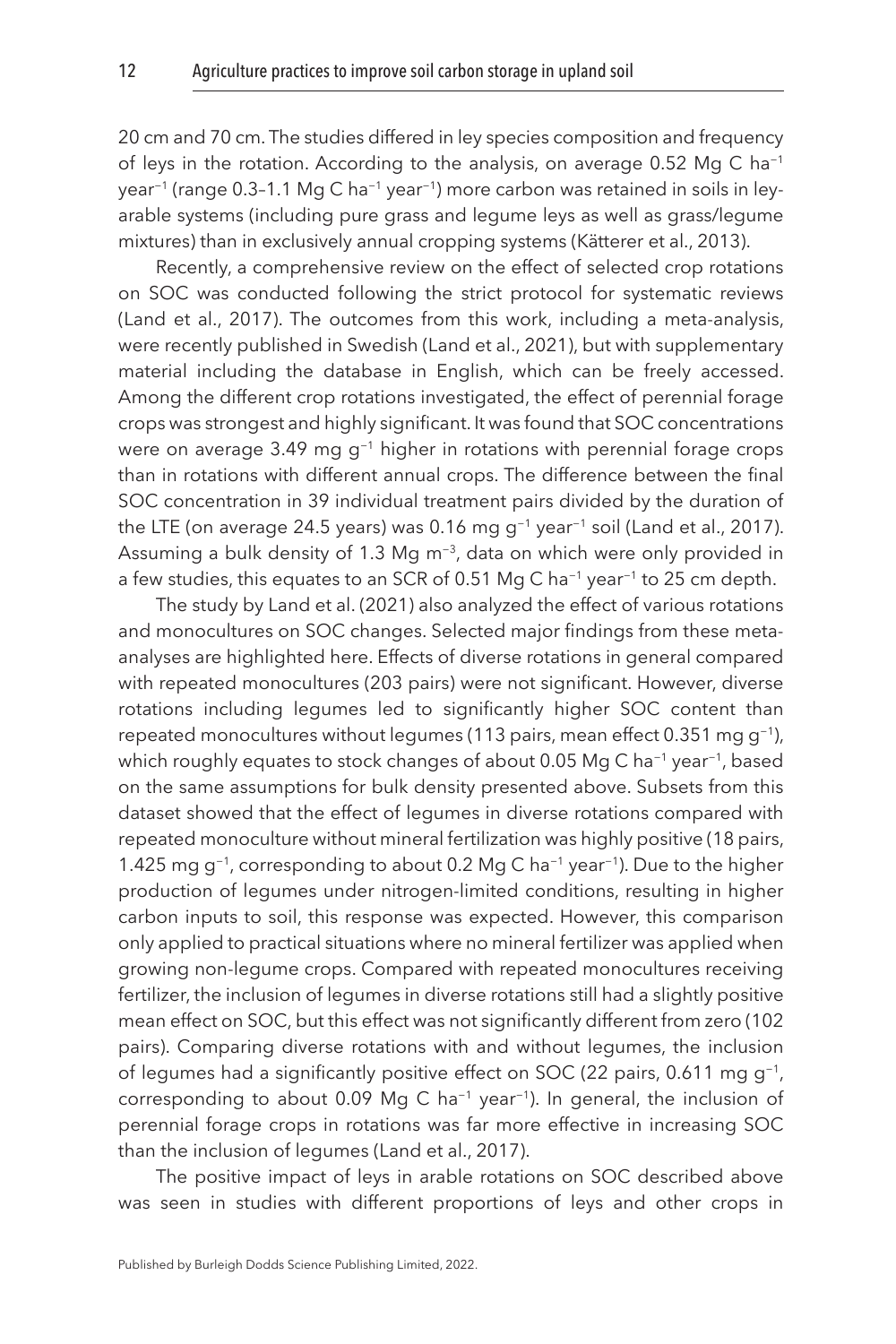20 cm and 70 cm. The studies differed in ley species composition and frequency of leys in the rotation. According to the analysis, on average 0.52 Mg C ha$^{-1}$ year$^{-1}$ (range 0.3–1.1 Mg C ha$^{-1}$ year$^{-1}$) more carbon was retained in soils in ley-arable systems (including pure grass and legume leys as well as grass/legume mixtures) than in exclusively annual cropping systems (Kätterer et al., 2013).

Recently, a comprehensive review on the effect of selected crop rotations on SOC was conducted following the strict protocol for systematic reviews (Land et al., 2017). The outcomes from this work, including a meta-analysis, were recently published in Swedish (Land et al., 2021), but with supplementary material including the database in English, which can be freely accessed. Among the different crop rotations investigated, the effect of perennial forage crops was strongest and highly significant. It was found that SOC concentrations were on average 3.49 mg g$^{-1}$ higher in rotations with perennial forage crops than in rotations with different annual crops. The difference between the final SOC concentration in 39 individual treatment pairs divided by the duration of the LTE (on average 24.5 years) was 0.16 mg g$^{-1}$ year$^{-1}$ soil (Land et al., 2017). Assuming a bulk density of 1.3 Mg m$^{-3}$, data on which were only provided in a few studies, this equates to an SCR of 0.51 Mg C ha$^{-1}$ year$^{-1}$ to 25 cm depth.

The study by Land et al. (2021) also analyzed the effect of various rotations and monocultures on SOC changes. Selected major findings from these meta-analyses are highlighted here. Effects of diverse rotations in general compared with repeated monocultures (203 pairs) were not significant. However, diverse rotations including legumes led to significantly higher SOC content than repeated monocultures without legumes (113 pairs, mean effect 0.351 mg g$^{-1}$), which roughly equates to stock changes of about 0.05 Mg C ha$^{-1}$ year$^{-1}$, based on the same assumptions for bulk density presented above. Subsets from this dataset showed that the effect of legumes in diverse rotations compared with repeated monoculture without mineral fertilization was highly positive (18 pairs, 1.425 mg g$^{-1}$, corresponding to about 0.2 Mg C ha$^{-1}$ year$^{-1}$). Due to the higher production of legumes under nitrogen-limited conditions, resulting in higher carbon inputs to soil, this response was expected. However, this comparison only applied to practical situations where no mineral fertilizer was applied when growing non-legume crops. Compared with repeated monocultures receiving fertilizer, the inclusion of legumes in diverse rotations still had a slightly positive mean effect on SOC, but this effect was not significantly different from zero (102 pairs). Comparing diverse rotations with and without legumes, the inclusion of legumes had a significantly positive effect on SOC (22 pairs, 0.611 mg g$^{-1}$, corresponding to about 0.09 Mg C ha$^{-1}$ year$^{-1}$). In general, the inclusion of perennial forage crops in rotations was far more effective in increasing SOC than the inclusion of legumes (Land et al., 2017).

The positive impact of leys in arable rotations on SOC described above was seen in studies with different proportions of leys and other crops in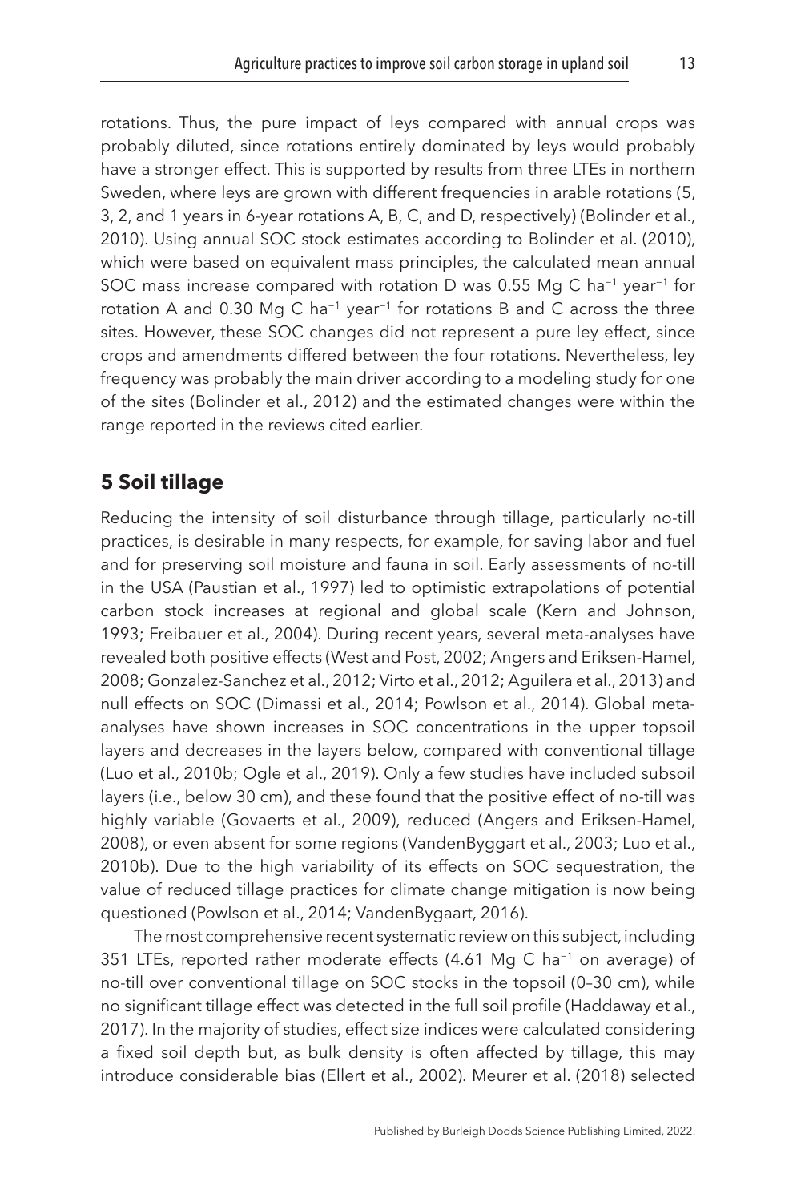rotations. Thus, the pure impact of leys compared with annual crops was probably diluted, since rotations entirely dominated by leys would probably have a stronger effect. This is supported by results from three LTEs in northern Sweden, where leys are grown with different frequencies in arable rotations (5, 3, 2, and 1 years in 6-year rotations A, B, C, and D, respectively) (Bolinder et al., 2010). Using annual SOC stock estimates according to Bolinder et al. (2010), which were based on equivalent mass principles, the calculated mean annual SOC mass increase compared with rotation D was 0.55 Mg C $ha^{-1}$ $year^{-1}$ for rotation A and 0.30 Mg C $ha^{-1}$ $year^{-1}$ for rotations B and C across the three sites. However, these SOC changes did not represent a pure ley effect, since crops and amendments differed between the four rotations. Nevertheless, ley frequency was probably the main driver according to a modeling study for one of the sites (Bolinder et al., 2012) and the estimated changes were within the range reported in the reviews cited earlier.

## 5 Soil tillage

Reducing the intensity of soil disturbance through tillage, particularly no-till practices, is desirable in many respects, for example, for saving labor and fuel and for preserving soil moisture and fauna in soil. Early assessments of no-till in the USA (Paustian et al., 1997) led to optimistic extrapolations of potential carbon stock increases at regional and global scale (Kern and Johnson, 1993; Freibauer et al., 2004). During recent years, several meta-analyses have revealed both positive effects (West and Post, 2002; Angers and Eriksen-Hamel, 2008; Gonzalez-Sanchez et al., 2012; Virto et al., 2012; Aguilera et al., 2013) and null effects on SOC (Dimassi et al., 2014; Powlson et al., 2014). Global meta-analyses have shown increases in SOC concentrations in the upper topsoil layers and decreases in the layers below, compared with conventional tillage (Luo et al., 2010b; Ogle et al., 2019). Only a few studies have included subsoil layers (i.e., below 30 cm), and these found that the positive effect of no-till was highly variable (Govaerts et al., 2009), reduced (Angers and Eriksen-Hamel, 2008), or even absent for some regions (VandenByggart et al., 2003; Luo et al., 2010b). Due to the high variability of its effects on SOC sequestration, the value of reduced tillage practices for climate change mitigation is now being questioned (Powlson et al., 2014; VandenBygaart, 2016).

The most comprehensive recent systematic review on this subject, including 351 LTEs, reported rather moderate effects (4.61 Mg C $ha^{-1}$ on average) of no-till over conventional tillage on SOC stocks in the topsoil (0–30 cm), while no significant tillage effect was detected in the full soil profile (Haddaway et al., 2017). In the majority of studies, effect size indices were calculated considering a fixed soil depth but, as bulk density is often affected by tillage, this may introduce considerable bias (Ellert et al., 2002). Meurer et al. (2018) selected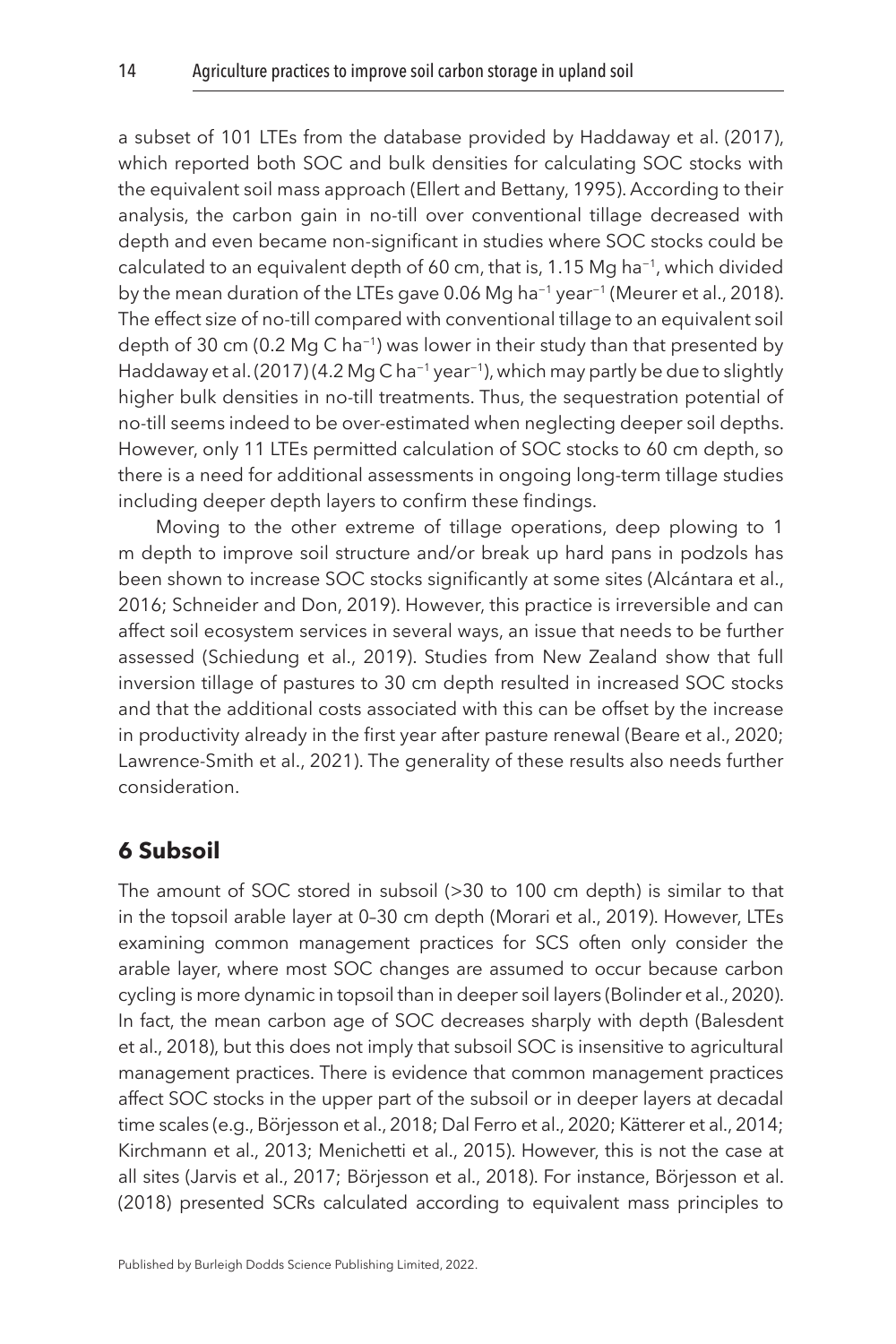a subset of 101 LTEs from the database provided by Haddaway et al. (2017), which reported both SOC and bulk densities for calculating SOC stocks with the equivalent soil mass approach (Ellert and Bettany, 1995). According to their analysis, the carbon gain in no-till over conventional tillage decreased with depth and even became non-significant in studies where SOC stocks could be calculated to an equivalent depth of 60 cm, that is, 1.15 Mg ha$^{-1}$, which divided by the mean duration of the LTEs gave 0.06 Mg ha$^{-1}$ year$^{-1}$ (Meurer et al., 2018). The effect size of no-till compared with conventional tillage to an equivalent soil depth of 30 cm (0.2 Mg C ha$^{-1}$) was lower in their study than that presented by Haddaway et al. (2017) (4.2 Mg C ha$^{-1}$ year$^{-1}$), which may partly be due to slightly higher bulk densities in no-till treatments. Thus, the sequestration potential of no-till seems indeed to be over-estimated when neglecting deeper soil depths. However, only 11 LTEs permitted calculation of SOC stocks to 60 cm depth, so there is a need for additional assessments in ongoing long-term tillage studies including deeper depth layers to confirm these findings.

Moving to the other extreme of tillage operations, deep plowing to 1 m depth to improve soil structure and/or break up hard pans in podzols has been shown to increase SOC stocks significantly at some sites (Alcántara et al., 2016; Schneider and Don, 2019). However, this practice is irreversible and can affect soil ecosystem services in several ways, an issue that needs to be further assessed (Schiedung et al., 2019). Studies from New Zealand show that full inversion tillage of pastures to 30 cm depth resulted in increased SOC stocks and that the additional costs associated with this can be offset by the increase in productivity already in the first year after pasture renewal (Beare et al., 2020; Lawrence-Smith et al., 2021). The generality of these results also needs further consideration.

## 6 Subsoil

The amount of SOC stored in subsoil (>30 to 100 cm depth) is similar to that in the topsoil arable layer at 0–30 cm depth (Morari et al., 2019). However, LTEs examining common management practices for SCS often only consider the arable layer, where most SOC changes are assumed to occur because carbon cycling is more dynamic in topsoil than in deeper soil layers (Bolinder et al., 2020). In fact, the mean carbon age of SOC decreases sharply with depth (Balesdent et al., 2018), but this does not imply that subsoil SOC is insensitive to agricultural management practices. There is evidence that common management practices affect SOC stocks in the upper part of the subsoil or in deeper layers at decadal time scales (e.g., Börjesson et al., 2018; Dal Ferro et al., 2020; Kätterer et al., 2014; Kirchmann et al., 2013; Menichetti et al., 2015). However, this is not the case at all sites (Jarvis et al., 2017; Börjesson et al., 2018). For instance, Börjesson et al. (2018) presented SCRs calculated according to equivalent mass principles to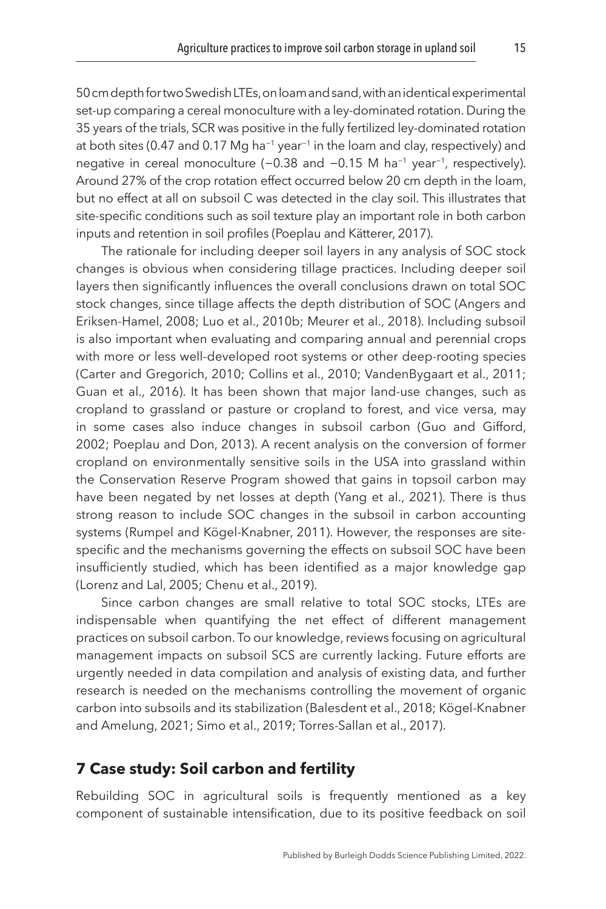50 cm depth for two Swedish LTEs, on loam and sand, with an identical experimental set-up comparing a cereal monoculture with a ley-dominated rotation. During the 35 years of the trials, SCR was positive in the fully fertilized ley-dominated rotation at both sites (0.47 and 0.17 Mg ha$^{-1}$ year$^{-1}$ in the loam and clay, respectively) and negative in cereal monoculture (−0.38 and −0.15 M ha$^{-1}$ year$^{-1}$, respectively). Around 27% of the crop rotation effect occurred below 20 cm depth in the loam, but no effect at all on subsoil C was detected in the clay soil. This illustrates that site-specific conditions such as soil texture play an important role in both carbon inputs and retention in soil profiles (Poeplau and Kätterer, 2017).

The rationale for including deeper soil layers in any analysis of SOC stock changes is obvious when considering tillage practices. Including deeper soil layers then significantly influences the overall conclusions drawn on total SOC stock changes, since tillage affects the depth distribution of SOC (Angers and Eriksen-Hamel, 2008; Luo et al., 2010b; Meurer et al., 2018). Including subsoil is also important when evaluating and comparing annual and perennial crops with more or less well-developed root systems or other deep-rooting species (Carter and Gregorich, 2010; Collins et al., 2010; VandenBygaart et al., 2011; Guan et al., 2016). It has been shown that major land-use changes, such as cropland to grassland or pasture or cropland to forest, and vice versa, may in some cases also induce changes in subsoil carbon (Guo and Gifford, 2002; Poeplau and Don, 2013). A recent analysis on the conversion of former cropland on environmentally sensitive soils in the USA into grassland within the Conservation Reserve Program showed that gains in topsoil carbon may have been negated by net losses at depth (Yang et al., 2021). There is thus strong reason to include SOC changes in the subsoil in carbon accounting systems (Rumpel and Kögel-Knabner, 2011). However, the responses are site-specific and the mechanisms governing the effects on subsoil SOC have been insufficiently studied, which has been identified as a major knowledge gap (Lorenz and Lal, 2005; Chenu et al., 2019).

Since carbon changes are small relative to total SOC stocks, LTEs are indispensable when quantifying the net effect of different management practices on subsoil carbon. To our knowledge, reviews focusing on agricultural management impacts on subsoil SCS are currently lacking. Future efforts are urgently needed in data compilation and analysis of existing data, and further research is needed on the mechanisms controlling the movement of organic carbon into subsoils and its stabilization (Balesdent et al., 2018; Kögel-Knabner and Amelung, 2021; Simo et al., 2019; Torres-Sallan et al., 2017).

## 7 Case study: Soil carbon and fertility

Rebuilding SOC in agricultural soils is frequently mentioned as a key component of sustainable intensification, due to its positive feedback on soil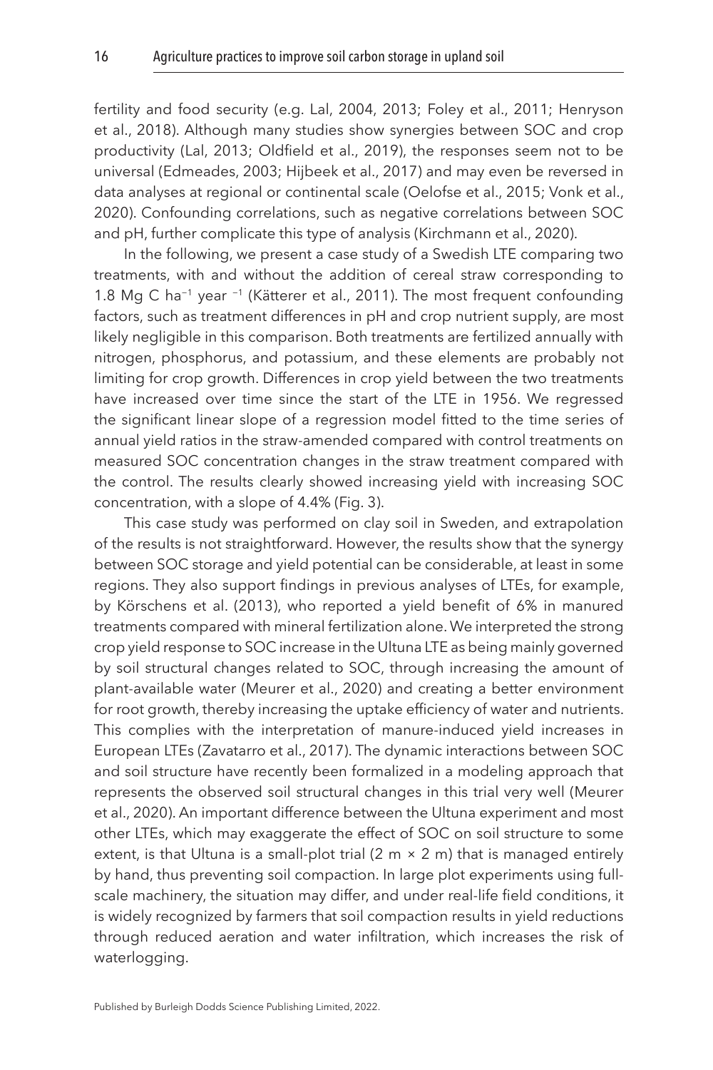fertility and food security (e.g. Lal, 2004, 2013; Foley et al., 2011; Henryson et al., 2018). Although many studies show synergies between SOC and crop productivity (Lal, 2013; Oldfield et al., 2019), the responses seem not to be universal (Edmeades, 2003; Hijbeek et al., 2017) and may even be reversed in data analyses at regional or continental scale (Oelofse et al., 2015; Vonk et al., 2020). Confounding correlations, such as negative correlations between SOC and pH, further complicate this type of analysis (Kirchmann et al., 2020).

In the following, we present a case study of a Swedish LTE comparing two treatments, with and without the addition of cereal straw corresponding to 1.8 Mg C $ha^{-1}$ $year^{-1}$ (Kätterer et al., 2011). The most frequent confounding factors, such as treatment differences in pH and crop nutrient supply, are most likely negligible in this comparison. Both treatments are fertilized annually with nitrogen, phosphorus, and potassium, and these elements are probably not limiting for crop growth. Differences in crop yield between the two treatments have increased over time since the start of the LTE in 1956. We regressed the significant linear slope of a regression model fitted to the time series of annual yield ratios in the straw-amended compared with control treatments on measured SOC concentration changes in the straw treatment compared with the control. The results clearly showed increasing yield with increasing SOC concentration, with a slope of 4.4% (Fig. 3).

This case study was performed on clay soil in Sweden, and extrapolation of the results is not straightforward. However, the results show that the synergy between SOC storage and yield potential can be considerable, at least in some regions. They also support findings in previous analyses of LTEs, for example, by Körschens et al. (2013), who reported a yield benefit of 6% in manured treatments compared with mineral fertilization alone. We interpreted the strong crop yield response to SOC increase in the Ultuna LTE as being mainly governed by soil structural changes related to SOC, through increasing the amount of plant-available water (Meurer et al., 2020) and creating a better environment for root growth, thereby increasing the uptake efficiency of water and nutrients. This complies with the interpretation of manure-induced yield increases in European LTEs (Zavattaro et al., 2017). The dynamic interactions between SOC and soil structure have recently been formalized in a modeling approach that represents the observed soil structural changes in this trial very well (Meurer et al., 2020). An important difference between the Ultuna experiment and most other LTEs, which may exaggerate the effect of SOC on soil structure to some extent, is that Ultuna is a small-plot trial (2 m × 2 m) that is managed entirely by hand, thus preventing soil compaction. In large plot experiments using full-scale machinery, the situation may differ, and under real-life field conditions, it is widely recognized by farmers that soil compaction results in yield reductions through reduced aeration and water infiltration, which increases the risk of waterlogging.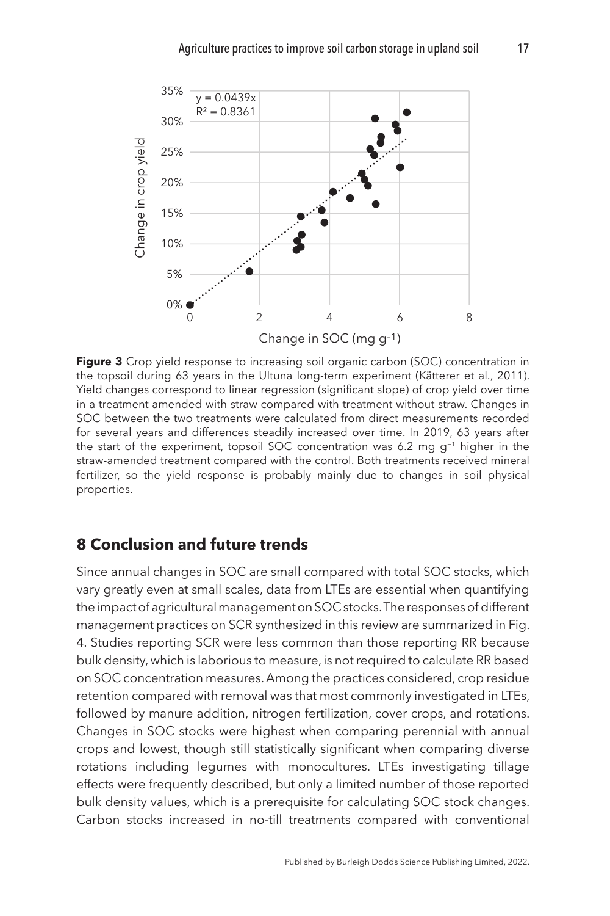**Figure 3** Crop yield response to increasing soil organic carbon (SOC) concentration in the topsoil during 63 years in the Ultuna long-term experiment (Kätterer et al., 2011). Yield changes correspond to linear regression (significant slope) of crop yield over time in a treatment amended with straw compared with treatment without straw. Changes in SOC between the two treatments were calculated from direct measurements recorded for several years and differences steadily increased over time. In 2019, 63 years after the start of the experiment, topsoil SOC concentration was 6.2 mg $g^{-1}$ higher in the straw-amended treatment compared with the control. Both treatments received mineral fertilizer, so the yield response is probably mainly due to changes in soil physical properties.

## 8 Conclusion and future trends

Since annual changes in SOC are small compared with total SOC stocks, which vary greatly even at small scales, data from LTEs are essential when quantifying the impact of agricultural management on SOC stocks. The responses of different management practices on SCR synthesized in this review are summarized in Fig. 4. Studies reporting SCR were less common than those reporting RR because bulk density, which is laborious to measure, is not required to calculate RR based on SOC concentration measures. Among the practices considered, crop residue retention compared with removal was that most commonly investigated in LTEs, followed by manure addition, nitrogen fertilization, cover crops, and rotations. Changes in SOC stocks were highest when comparing perennial with annual crops and lowest, though still statistically significant when comparing diverse rotations including legumes with monocultures. LTEs investigating tillage effects were frequently described, but only a limited number of those reported bulk density values, which is a prerequisite for calculating SOC stock changes. Carbon stocks increased in no-till treatments compared with conventional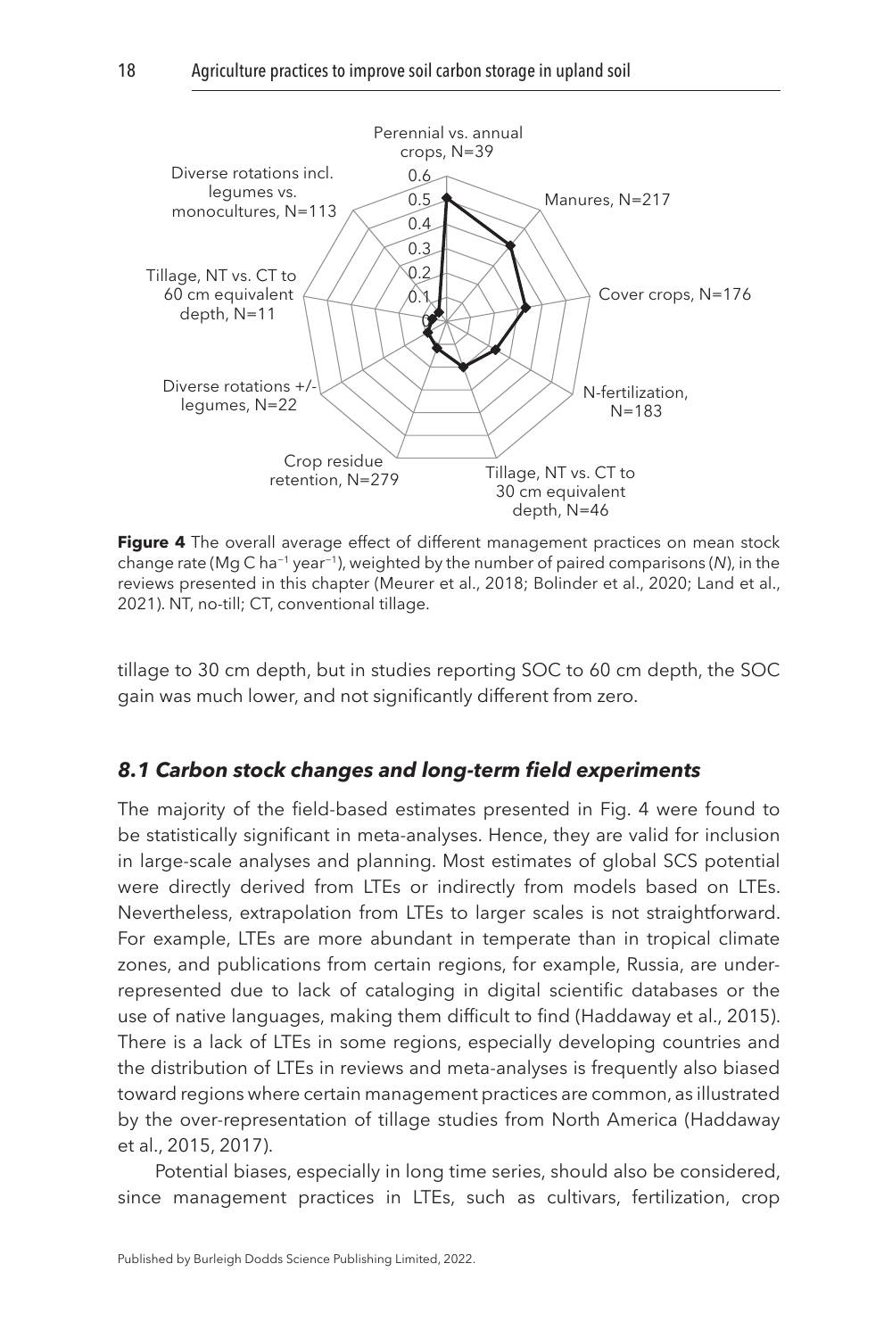**Figure 4** The overall average effect of different management practices on mean stock change rate (Mg C $ha^{-1}$ $year^{-1}$), weighted by the number of paired comparisons (*N*), in the reviews presented in this chapter (Meurer et al., 2018; Bolinder et al., 2020; Land et al., 2021). NT, no-till; CT, conventional tillage.

tillage to 30 cm depth, but in studies reporting SOC to 60 cm depth, the SOC gain was much lower, and not significantly different from zero.

### *8.1 Carbon stock changes and long-term field experiments*

The majority of the field-based estimates presented in Fig. 4 were found to be statistically significant in meta-analyses. Hence, they are valid for inclusion in large-scale analyses and planning. Most estimates of global SCS potential were directly derived from LTEs or indirectly from models based on LTEs. Nevertheless, extrapolation from LTEs to larger scales is not straightforward. For example, LTEs are more abundant in temperate than in tropical climate zones, and publications from certain regions, for example, Russia, are under-represented due to lack of cataloging in digital scientific databases or the use of native languages, making them difficult to find (Haddaway et al., 2015). There is a lack of LTEs in some regions, especially developing countries and the distribution of LTEs in reviews and meta-analyses is frequently also biased toward regions where certain management practices are common, as illustrated by the over-representation of tillage studies from North America (Haddaway et al., 2015, 2017).

Potential biases, especially in long time series, should also be considered, since management practices in LTEs, such as cultivars, fertilization, crop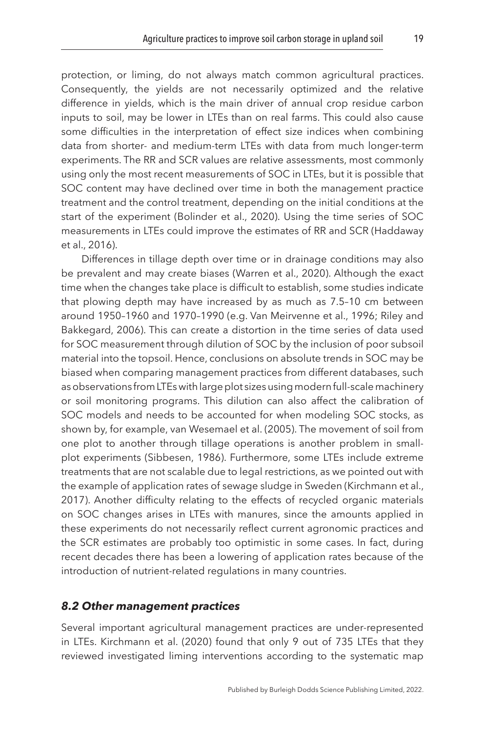protection, or liming, do not always match common agricultural practices. Consequently, the yields are not necessarily optimized and the relative difference in yields, which is the main driver of annual crop residue carbon inputs to soil, may be lower in LTEs than on real farms. This could also cause some difficulties in the interpretation of effect size indices when combining data from shorter- and medium-term LTEs with data from much longer-term experiments. The RR and SCR values are relative assessments, most commonly using only the most recent measurements of SOC in LTEs, but it is possible that SOC content may have declined over time in both the management practice treatment and the control treatment, depending on the initial conditions at the start of the experiment (Bolinder et al., 2020). Using the time series of SOC measurements in LTEs could improve the estimates of RR and SCR (Haddaway et al., 2016).

Differences in tillage depth over time or in drainage conditions may also be prevalent and may create biases (Warren et al., 2020). Although the exact time when the changes take place is difficult to establish, some studies indicate that plowing depth may have increased by as much as 7.5–10 cm between around 1950–1960 and 1970–1990 (e.g. Van Meirvenne et al., 1996; Riley and Bakkegard, 2006). This can create a distortion in the time series of data used for SOC measurement through dilution of SOC by the inclusion of poor subsoil material into the topsoil. Hence, conclusions on absolute trends in SOC may be biased when comparing management practices from different databases, such as observations from LTEs with large plot sizes using modern full-scale machinery or soil monitoring programs. This dilution can also affect the calibration of SOC models and needs to be accounted for when modeling SOC stocks, as shown by, for example, van Wesemael et al. (2005). The movement of soil from one plot to another through tillage operations is another problem in small-plot experiments (Sibbesen, 1986). Furthermore, some LTEs include extreme treatments that are not scalable due to legal restrictions, as we pointed out with the example of application rates of sewage sludge in Sweden (Kirchmann et al., 2017). Another difficulty relating to the effects of recycled organic materials on SOC changes arises in LTEs with manures, since the amounts applied in these experiments do not necessarily reflect current agronomic practices and the SCR estimates are probably too optimistic in some cases. In fact, during recent decades there has been a lowering of application rates because of the introduction of nutrient-related regulations in many countries.

### *8.2 Other management practices*

Several important agricultural management practices are under-represented in LTEs. Kirchmann et al. (2020) found that only 9 out of 735 LTEs that they reviewed investigated liming interventions according to the systematic map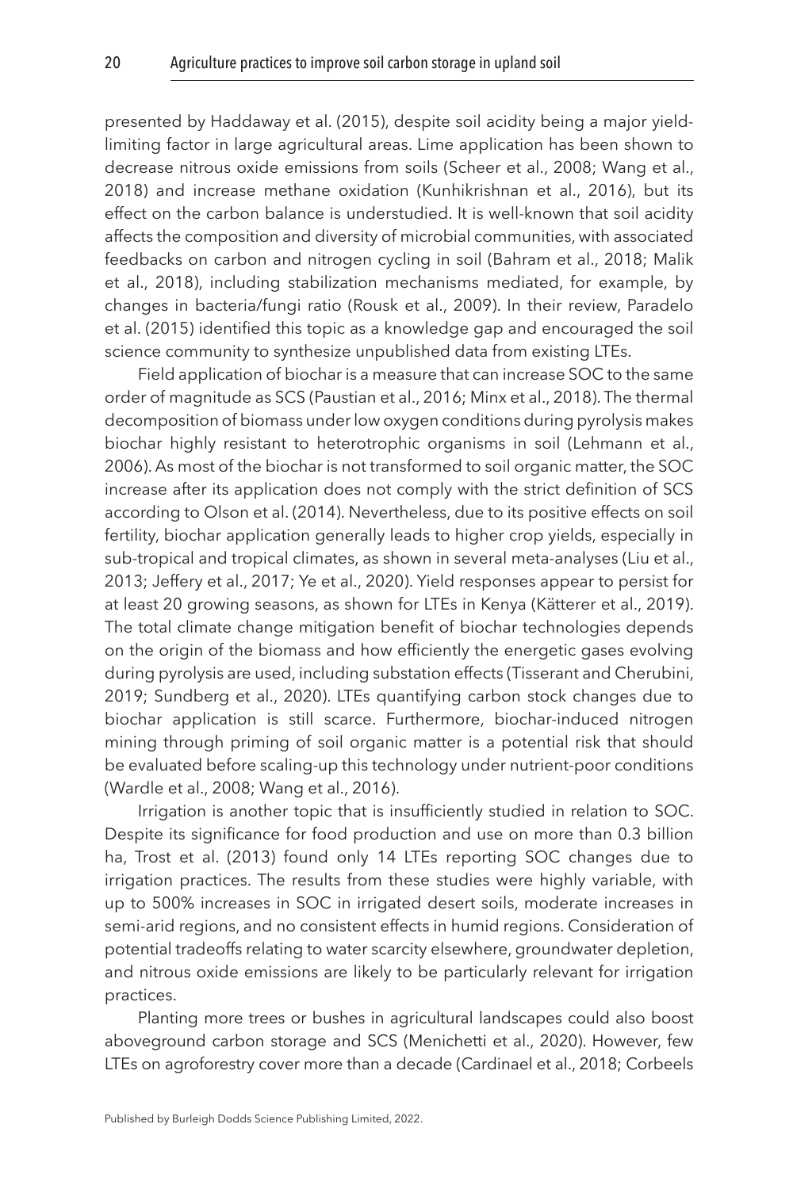presented by Haddaway et al. (2015), despite soil acidity being a major yield-limiting factor in large agricultural areas. Lime application has been shown to decrease nitrous oxide emissions from soils (Scheer et al., 2008; Wang et al., 2018) and increase methane oxidation (Kunhikrishnan et al., 2016), but its effect on the carbon balance is understudied. It is well-known that soil acidity affects the composition and diversity of microbial communities, with associated feedbacks on carbon and nitrogen cycling in soil (Bahram et al., 2018; Malik et al., 2018), including stabilization mechanisms mediated, for example, by changes in bacteria/fungi ratio (Rousk et al., 2009). In their review, Paradelo et al. (2015) identified this topic as a knowledge gap and encouraged the soil science community to synthesize unpublished data from existing LTEs.

Field application of biochar is a measure that can increase SOC to the same order of magnitude as SCS (Paustian et al., 2016; Minx et al., 2018). The thermal decomposition of biomass under low oxygen conditions during pyrolysis makes biochar highly resistant to heterotrophic organisms in soil (Lehmann et al., 2006). As most of the biochar is not transformed to soil organic matter, the SOC increase after its application does not comply with the strict definition of SCS according to Olson et al. (2014). Nevertheless, due to its positive effects on soil fertility, biochar application generally leads to higher crop yields, especially in sub-tropical and tropical climates, as shown in several meta-analyses (Liu et al., 2013; Jeffery et al., 2017; Ye et al., 2020). Yield responses appear to persist for at least 20 growing seasons, as shown for LTEs in Kenya (Kätterer et al., 2019). The total climate change mitigation benefit of biochar technologies depends on the origin of the biomass and how efficiently the energetic gases evolving during pyrolysis are used, including substation effects (Tisserant and Cherubini, 2019; Sundberg et al., 2020). LTEs quantifying carbon stock changes due to biochar application is still scarce. Furthermore, biochar-induced nitrogen mining through priming of soil organic matter is a potential risk that should be evaluated before scaling-up this technology under nutrient-poor conditions (Wardle et al., 2008; Wang et al., 2016).

Irrigation is another topic that is insufficiently studied in relation to SOC. Despite its significance for food production and use on more than 0.3 billion ha, Trost et al. (2013) found only 14 LTEs reporting SOC changes due to irrigation practices. The results from these studies were highly variable, with up to 500% increases in SOC in irrigated desert soils, moderate increases in semi-arid regions, and no consistent effects in humid regions. Consideration of potential tradeoffs relating to water scarcity elsewhere, groundwater depletion, and nitrous oxide emissions are likely to be particularly relevant for irrigation practices.

Planting more trees or bushes in agricultural landscapes could also boost aboveground carbon storage and SCS (Menichetti et al., 2020). However, few LTEs on agroforestry cover more than a decade (Cardinael et al., 2018; Corbeels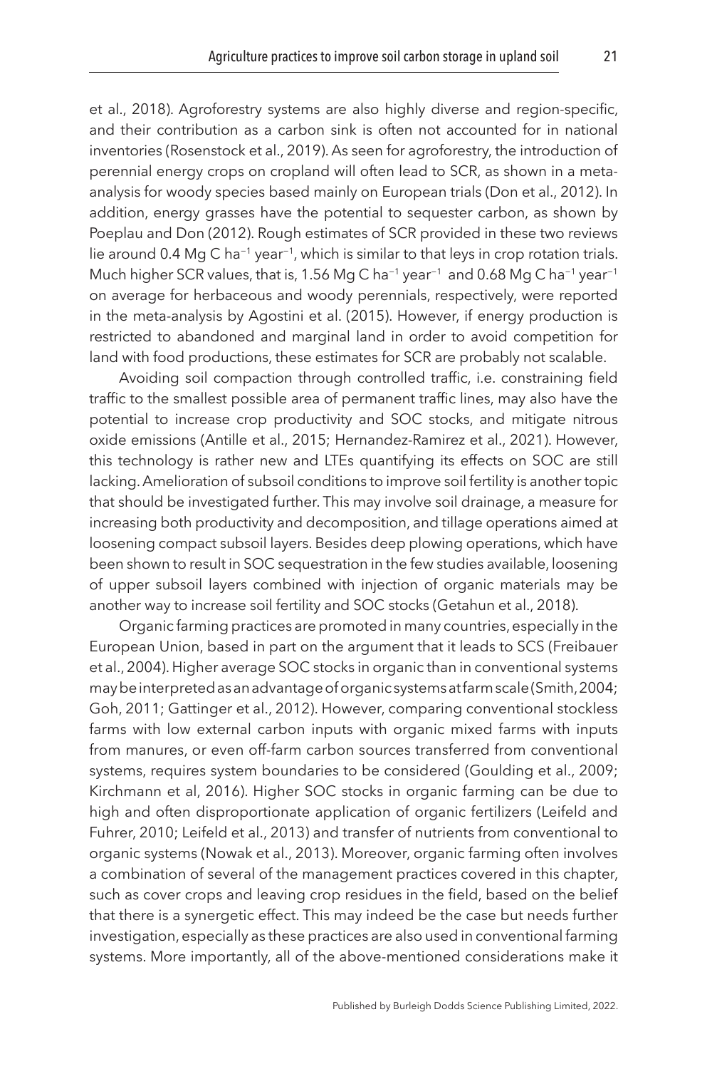et al., 2018). Agroforestry systems are also highly diverse and region-specific, and their contribution as a carbon sink is often not accounted for in national inventories (Rosenstock et al., 2019). As seen for agroforestry, the introduction of perennial energy crops on cropland will often lead to SCR, as shown in a meta-analysis for woody species based mainly on European trials (Don et al., 2012). In addition, energy grasses have the potential to sequester carbon, as shown by Poeplau and Don (2012). Rough estimates of SCR provided in these two reviews lie around 0.4 Mg C $ha^{-1}$ $year^{-1}$, which is similar to that leys in crop rotation trials. Much higher SCR values, that is, 1.56 Mg C $ha^{-1}$ $year^{-1}$ and 0.68 Mg C $ha^{-1}$ $year^{-1}$ on average for herbaceous and woody perennials, respectively, were reported in the meta-analysis by Agostini et al. (2015). However, if energy production is restricted to abandoned and marginal land in order to avoid competition for land with food productions, these estimates for SCR are probably not scalable.

Avoiding soil compaction through controlled traffic, i.e. constraining field traffic to the smallest possible area of permanent traffic lines, may also have the potential to increase crop productivity and SOC stocks, and mitigate nitrous oxide emissions (Antille et al., 2015; Hernandez-Ramirez et al., 2021). However, this technology is rather new and LTEs quantifying its effects on SOC are still lacking. Amelioration of subsoil conditions to improve soil fertility is another topic that should be investigated further. This may involve soil drainage, a measure for increasing both productivity and decomposition, and tillage operations aimed at loosening compact subsoil layers. Besides deep plowing operations, which have been shown to result in SOC sequestration in the few studies available, loosening of upper subsoil layers combined with injection of organic materials may be another way to increase soil fertility and SOC stocks (Getahun et al., 2018).

Organic farming practices are promoted in many countries, especially in the European Union, based in part on the argument that it leads to SCS (Freibauer et al., 2004). Higher average SOC stocks in organic than in conventional systems may be interpreted as an advantage of organic systems at farm scale (Smith, 2004; Goh, 2011; Gattinger et al., 2012). However, comparing conventional stockless farms with low external carbon inputs with organic mixed farms with inputs from manures, or even off-farm carbon sources transferred from conventional systems, requires system boundaries to be considered (Goulding et al., 2009; Kirchmann et al, 2016). Higher SOC stocks in organic farming can be due to high and often disproportionate application of organic fertilizers (Leifeld and Fuhrer, 2010; Leifeld et al., 2013) and transfer of nutrients from conventional to organic systems (Nowak et al., 2013). Moreover, organic farming often involves a combination of several of the management practices covered in this chapter, such as cover crops and leaving crop residues in the field, based on the belief that there is a synergetic effect. This may indeed be the case but needs further investigation, especially as these practices are also used in conventional farming systems. More importantly, all of the above-mentioned considerations make it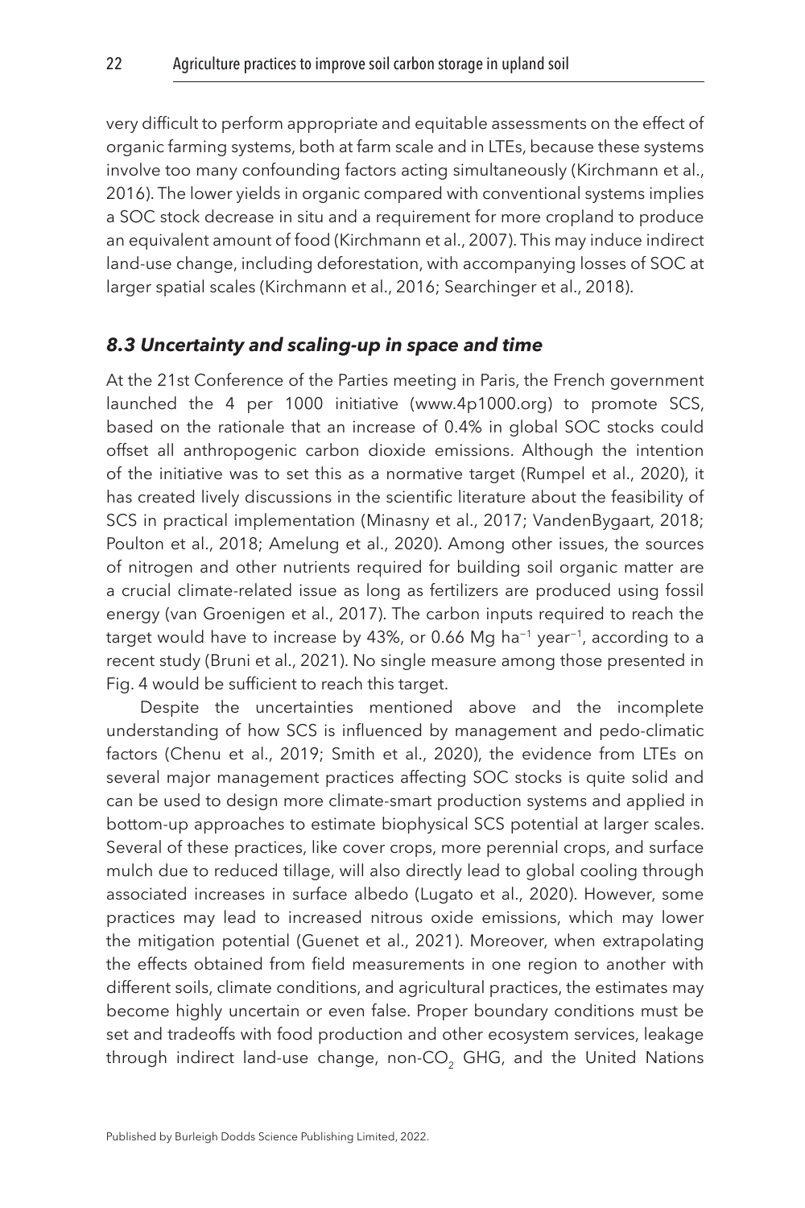very difficult to perform appropriate and equitable assessments on the effect of organic farming systems, both at farm scale and in LTEs, because these systems involve too many confounding factors acting simultaneously (Kirchmann et al., 2016). The lower yields in organic compared with conventional systems implies a SOC stock decrease in situ and a requirement for more cropland to produce an equivalent amount of food (Kirchmann et al., 2007). This may induce indirect land-use change, including deforestation, with accompanying losses of SOC at larger spatial scales (Kirchmann et al., 2016; Searchinger et al., 2018).

### *8.3 Uncertainty and scaling-up in space and time*

At the 21st Conference of the Parties meeting in Paris, the French government launched the 4 per 1000 initiative (www.4p1000.org) to promote SCS, based on the rationale that an increase of 0.4% in global SOC stocks could offset all anthropogenic carbon dioxide emissions. Although the intention of the initiative was to set this as a normative target (Rumpel et al., 2020), it has created lively discussions in the scientific literature about the feasibility of SCS in practical implementation (Minasny et al., 2017; VandenBygaart, 2018; Poulton et al., 2018; Amelung et al., 2020). Among other issues, the sources of nitrogen and other nutrients required for building soil organic matter are a crucial climate-related issue as long as fertilizers are produced using fossil energy (van Groenigen et al., 2017). The carbon inputs required to reach the target would have to increase by 43%, or 0.66 Mg $ha^{-1}$ $year^{-1}$, according to a recent study (Bruni et al., 2021). No single measure among those presented in Fig. 4 would be sufficient to reach this target.

Despite the uncertainties mentioned above and the incomplete understanding of how SCS is influenced by management and pedo-climatic factors (Chenu et al., 2019; Smith et al., 2020), the evidence from LTEs on several major management practices affecting SOC stocks is quite solid and can be used to design more climate-smart production systems and applied in bottom-up approaches to estimate biophysical SCS potential at larger scales. Several of these practices, like cover crops, more perennial crops, and surface mulch due to reduced tillage, will also directly lead to global cooling through associated increases in surface albedo (Lugato et al., 2020). However, some practices may lead to increased nitrous oxide emissions, which may lower the mitigation potential (Guenet et al., 2021). Moreover, when extrapolating the effects obtained from field measurements in one region to another with different soils, climate conditions, and agricultural practices, the estimates may become highly uncertain or even false. Proper boundary conditions must be set and tradeoffs with food production and other ecosystem services, leakage through indirect land-use change, non-$CO_2$ GHG, and the United Nations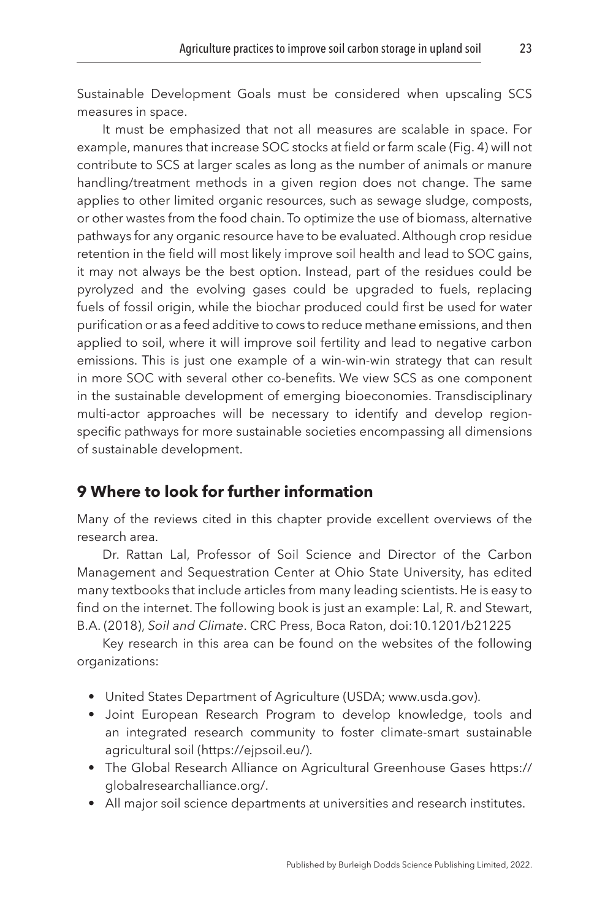Sustainable Development Goals must be considered when upscaling SCS measures in space.

It must be emphasized that not all measures are scalable in space. For example, manures that increase SOC stocks at field or farm scale (Fig. 4) will not contribute to SCS at larger scales as long as the number of animals or manure handling/treatment methods in a given region does not change. The same applies to other limited organic resources, such as sewage sludge, composts, or other wastes from the food chain. To optimize the use of biomass, alternative pathways for any organic resource have to be evaluated. Although crop residue retention in the field will most likely improve soil health and lead to SOC gains, it may not always be the best option. Instead, part of the residues could be pyrolyzed and the evolving gases could be upgraded to fuels, replacing fuels of fossil origin, while the biochar produced could first be used for water purification or as a feed additive to cows to reduce methane emissions, and then applied to soil, where it will improve soil fertility and lead to negative carbon emissions. This is just one example of a win-win-win strategy that can result in more SOC with several other co-benefits. We view SCS as one component in the sustainable development of emerging bioeconomies. Transdisciplinary multi-actor approaches will be necessary to identify and develop region-specific pathways for more sustainable societies encompassing all dimensions of sustainable development.

## 9 Where to look for further information

Many of the reviews cited in this chapter provide excellent overviews of the research area.

Dr. Rattan Lal, Professor of Soil Science and Director of the Carbon Management and Sequestration Center at Ohio State University, has edited many textbooks that include articles from many leading scientists. He is easy to find on the internet. The following book is just an example: Lal, R. and Stewart, B.A. (2018), *Soil and Climate*. CRC Press, Boca Raton, doi:10.1201/b21225

Key research in this area can be found on the websites of the following organizations:

- United States Department of Agriculture (USDA; www.usda.gov).
- Joint European Research Program to develop knowledge, tools and an integrated research community to foster climate-smart sustainable agricultural soil (https://ejpsoil.eu/).
- The Global Research Alliance on Agricultural Greenhouse Gases https://globalresearchalliance.org/.
- All major soil science departments at universities and research institutes.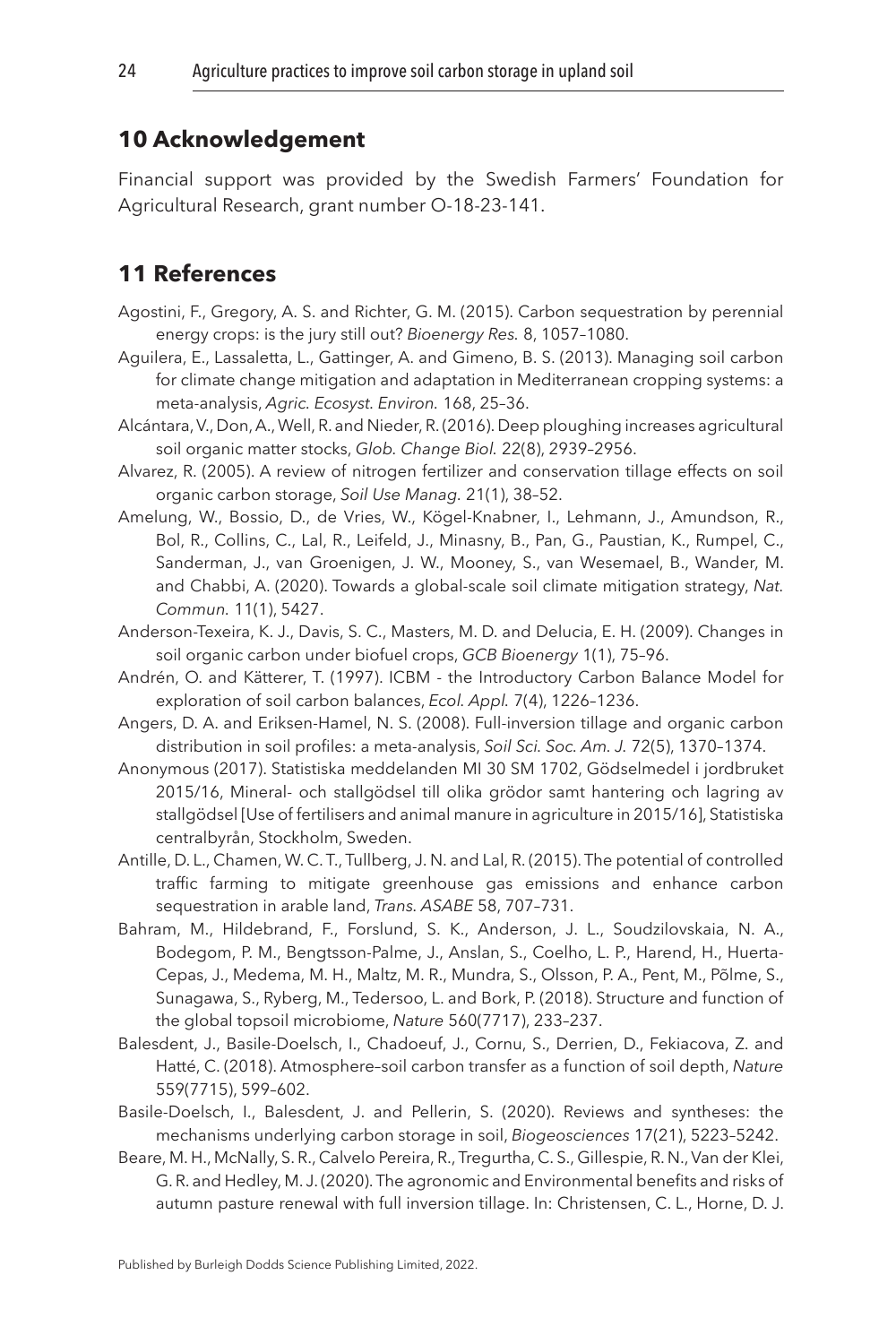## 10 Acknowledgement

Financial support was provided by the Swedish Farmers' Foundation for Agricultural Research, grant number O-18-23-141.

## 11 References

Agostini, F., Gregory, A. S. and Richter, G. M. (2015). Carbon sequestration by perennial energy crops: is the jury still out? *Bioenergy Res.* 8, 1057–1080.

Aguilera, E., Lassaletta, L., Gattinger, A. and Gimeno, B. S. (2013). Managing soil carbon for climate change mitigation and adaptation in Mediterranean cropping systems: a meta-analysis, *Agric. Ecosyst. Environ.* 168, 25–36.

Alcántara, V., Don, A., Well, R. and Nieder, R. (2016). Deep ploughing increases agricultural soil organic matter stocks, *Glob. Change Biol.* 22(8), 2939–2956.

Alvarez, R. (2005). A review of nitrogen fertilizer and conservation tillage effects on soil organic carbon storage, *Soil Use Manag.* 21(1), 38–52.

Amelung, W., Bossio, D., de Vries, W., Kögel-Knabner, I., Lehmann, J., Amundson, R., Bol, R., Collins, C., Lal, R., Leifeld, J., Minasny, B., Pan, G., Paustian, K., Rumpel, C., Sanderman, J., van Groenigen, J. W., Mooney, S., van Wesemael, B., Wander, M. and Chabbi, A. (2020). Towards a global-scale soil climate mitigation strategy, *Nat. Commun.* 11(1), 5427.

Anderson-Texeira, K. J., Davis, S. C., Masters, M. D. and Delucia, E. H. (2009). Changes in soil organic carbon under biofuel crops, *GCB Bioenergy* 1(1), 75–96.

Andrén, O. and Kätterer, T. (1997). ICBM - the Introductory Carbon Balance Model for exploration of soil carbon balances, *Ecol. Appl.* 7(4), 1226–1236.

Angers, D. A. and Eriksen-Hamel, N. S. (2008). Full-inversion tillage and organic carbon distribution in soil profiles: a meta-analysis, *Soil Sci. Soc. Am. J.* 72(5), 1370–1374.

Anonymous (2017). Statistiska meddelanden MI 30 SM 1702, Gödselmedel i jordbruket 2015/16, Mineral- och stallgödsel till olika grödor samt hantering och lagring av stallgödsel [Use of fertilisers and animal manure in agriculture in 2015/16], Statistiska centralbyrån, Stockholm, Sweden.

Antille, D. L., Chamen, W. C. T., Tullberg, J. N. and Lal, R. (2015). The potential of controlled traffic farming to mitigate greenhouse gas emissions and enhance carbon sequestration in arable land, *Trans. ASABE* 58, 707–731.

Bahram, M., Hildebrand, F., Forslund, S. K., Anderson, J. L., Soudzilovskaia, N. A., Bodegom, P. M., Bengtsson-Palme, J., Anslan, S., Coelho, L. P., Harend, H., Huerta-Cepas, J., Medema, M. H., Maltz, M. R., Mundra, S., Olsson, P. A., Pent, M., Põlme, S., Sunagawa, S., Ryberg, M., Tedersoo, L. and Bork, P. (2018). Structure and function of the global topsoil microbiome, *Nature* 560(7717), 233–237.

Balesdent, J., Basile-Doelsch, I., Chadoeuf, J., Cornu, S., Derrien, D., Fekiacova, Z. and Hatté, C. (2018). Atmosphere–soil carbon transfer as a function of soil depth, *Nature* 559(7715), 599–602.

Basile-Doelsch, I., Balesdent, J. and Pellerin, S. (2020). Reviews and syntheses: the mechanisms underlying carbon storage in soil, *Biogeosciences* 17(21), 5223–5242.

Beare, M. H., McNally, S. R., Calvelo Pereira, R., Tregurtha, C. S., Gillespie, R. N., Van der Klei, G. R. and Hedley, M. J. (2020). The agronomic and Environmental benefits and risks of autumn pasture renewal with full inversion tillage. In: Christensen, C. L., Horne, D. J.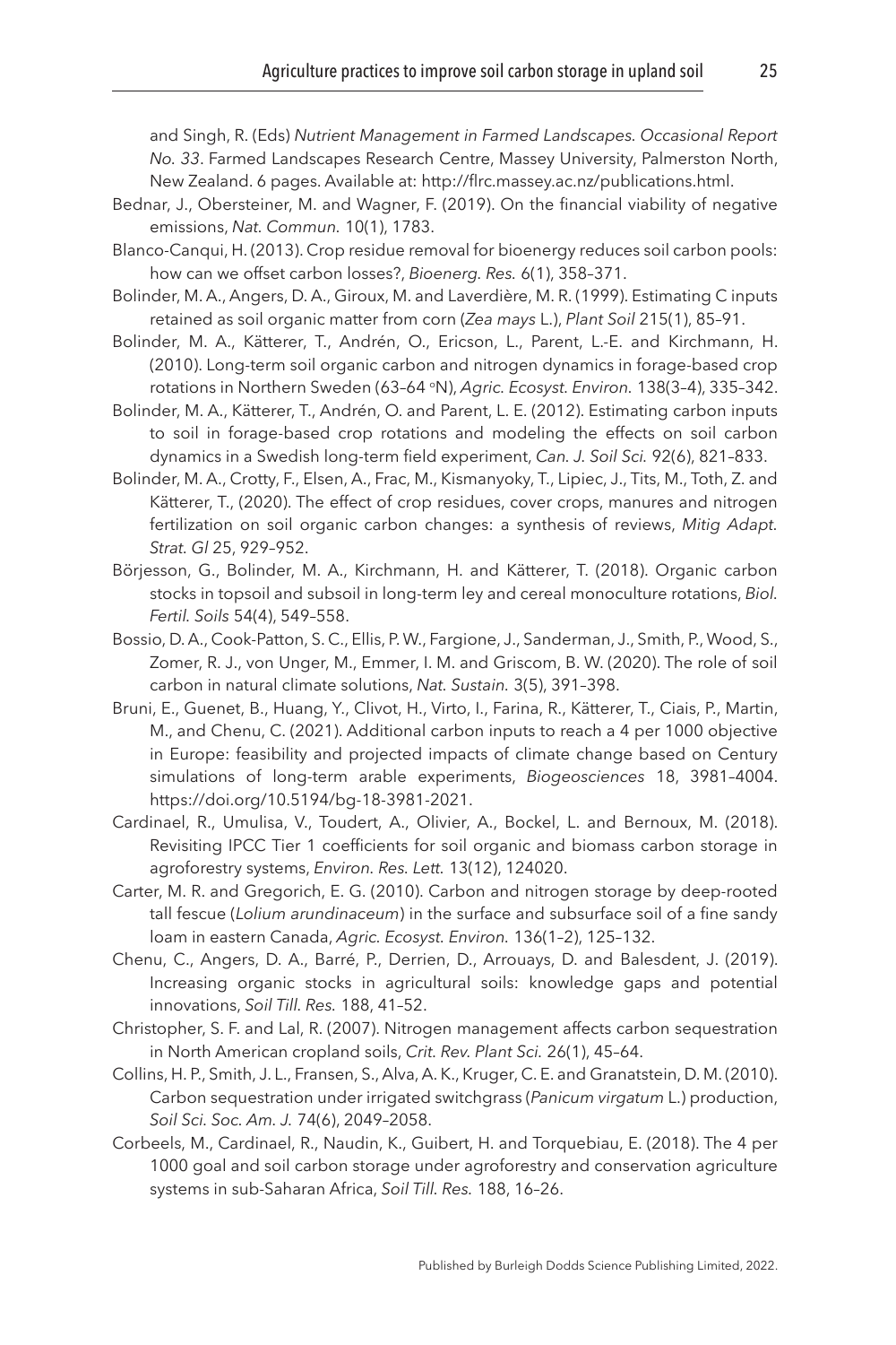and Singh, R. (Eds) *Nutrient Management in Farmed Landscapes. Occasional Report No. 33*. Farmed Landscapes Research Centre, Massey University, Palmerston North, New Zealand. 6 pages. Available at: http://flrc.massey.ac.nz/publications.html.

Bednar, J., Obersteiner, M. and Wagner, F. (2019). On the financial viability of negative emissions, *Nat. Commun.* 10(1), 1783.

Blanco-Canqui, H. (2013). Crop residue removal for bioenergy reduces soil carbon pools: how can we offset carbon losses?, *Bioenerg. Res.* 6(1), 358–371.

Bolinder, M. A., Angers, D. A., Giroux, M. and Laverdière, M. R. (1999). Estimating C inputs retained as soil organic matter from corn (*Zea mays* L.), *Plant Soil* 215(1), 85–91.

Bolinder, M. A., Kätterer, T., Andrén, O., Ericson, L., Parent, L.-E. and Kirchmann, H. (2010). Long-term soil organic carbon and nitrogen dynamics in forage-based crop rotations in Northern Sweden (63–64 °N), *Agric. Ecosyst. Environ.* 138(3–4), 335–342.

Bolinder, M. A., Kätterer, T., Andrén, O. and Parent, L. E. (2012). Estimating carbon inputs to soil in forage-based crop rotations and modeling the effects on soil carbon dynamics in a Swedish long-term field experiment, *Can. J. Soil Sci.* 92(6), 821–833.

Bolinder, M. A., Crotty, F., Elsen, A., Frac, M., Kismanyoky, T., Lipiec, J., Tits, M., Toth, Z. and Kätterer, T., (2020). The effect of crop residues, cover crops, manures and nitrogen fertilization on soil organic carbon changes: a synthesis of reviews, *Mitig Adapt. Strat. Gl* 25, 929–952.

Börjesson, G., Bolinder, M. A., Kirchmann, H. and Kätterer, T. (2018). Organic carbon stocks in topsoil and subsoil in long-term ley and cereal monoculture rotations, *Biol. Fertil. Soils* 54(4), 549–558.

Bossio, D. A., Cook-Patton, S. C., Ellis, P. W., Fargione, J., Sanderman, J., Smith, P., Wood, S., Zomer, R. J., von Unger, M., Emmer, I. M. and Griscom, B. W. (2020). The role of soil carbon in natural climate solutions, *Nat. Sustain.* 3(5), 391–398.

Bruni, E., Guenet, B., Huang, Y., Clivot, H., Virto, I., Farina, R., Kätterer, T., Ciais, P., Martin, M., and Chenu, C. (2021). Additional carbon inputs to reach a 4 per 1000 objective in Europe: feasibility and projected impacts of climate change based on Century simulations of long-term arable experiments, *Biogeosciences* 18, 3981–4004. https://doi.org/10.5194/bg-18-3981-2021.

Cardinael, R., Umulisa, V., Toudert, A., Olivier, A., Bockel, L. and Bernoux, M. (2018). Revisiting IPCC Tier 1 coefficients for soil organic and biomass carbon storage in agroforestry systems, *Environ. Res. Lett.* 13(12), 124020.

Carter, M. R. and Gregorich, E. G. (2010). Carbon and nitrogen storage by deep-rooted tall fescue (*Lolium arundinaceum*) in the surface and subsurface soil of a fine sandy loam in eastern Canada, *Agric. Ecosyst. Environ.* 136(1–2), 125–132.

Chenu, C., Angers, D. A., Barré, P., Derrien, D., Arrouays, D. and Balesdent, J. (2019). Increasing organic stocks in agricultural soils: knowledge gaps and potential innovations, *Soil Till. Res.* 188, 41–52.

Christopher, S. F. and Lal, R. (2007). Nitrogen management affects carbon sequestration in North American cropland soils, *Crit. Rev. Plant Sci.* 26(1), 45–64.

Collins, H. P., Smith, J. L., Fransen, S., Alva, A. K., Kruger, C. E. and Granatstein, D. M. (2010). Carbon sequestration under irrigated switchgrass (*Panicum virgatum* L.) production, *Soil Sci. Soc. Am. J.* 74(6), 2049–2058.

Corbeels, M., Cardinael, R., Naudin, K., Guibert, H. and Torquebiau, E. (2018). The 4 per 1000 goal and soil carbon storage under agroforestry and conservation agriculture systems in sub-Saharan Africa, *Soil Till. Res.* 188, 16–26.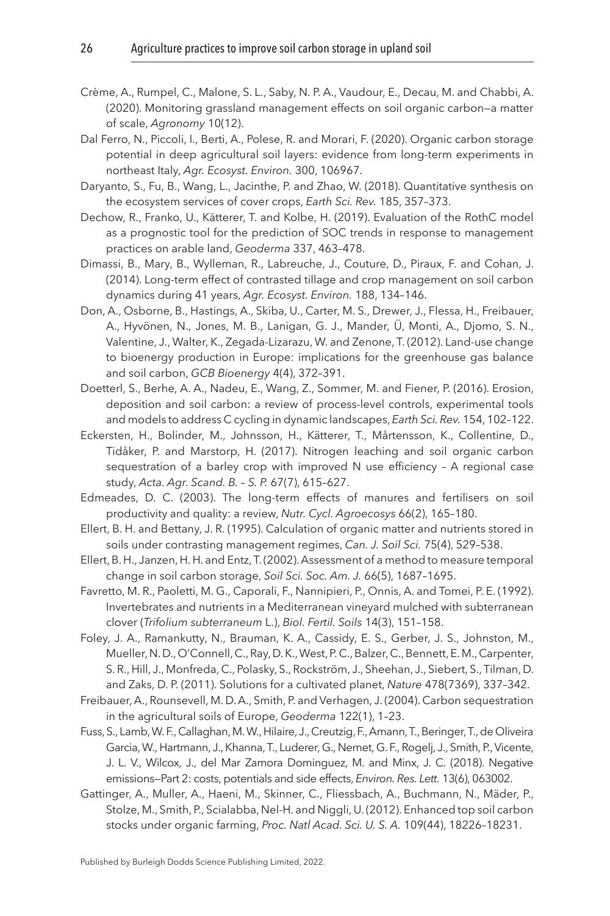Crème, A., Rumpel, C., Malone, S. L., Saby, N. P. A., Vaudour, E., Decau, M. and Chabbi, A. (2020). Monitoring grassland management effects on soil organic carbon—a matter of scale, *Agronomy* 10(12).

Dal Ferro, N., Piccoli, I., Berti, A., Polese, R. and Morari, F. (2020). Organic carbon storage potential in deep agricultural soil layers: evidence from long-term experiments in northeast Italy, *Agr. Ecosyst. Environ.* 300, 106967.

Daryanto, S., Fu, B., Wang, L., Jacinthe, P. and Zhao, W. (2018). Quantitative synthesis on the ecosystem services of cover crops, *Earth Sci. Rev.* 185, 357–373.

Dechow, R., Franko, U., Kätterer, T. and Kolbe, H. (2019). Evaluation of the RothC model as a prognostic tool for the prediction of SOC trends in response to management practices on arable land, *Geoderma* 337, 463–478.

Dimassi, B., Mary, B., Wylleman, R., Labreuche, J., Couture, D., Piraux, F. and Cohan, J. (2014). Long-term effect of contrasted tillage and crop management on soil carbon dynamics during 41 years, *Agr. Ecosyst. Environ.* 188, 134–146.

Don, A., Osborne, B., Hastings, A., Skiba, U., Carter, M. S., Drewer, J., Flessa, H., Freibauer, A., Hyvönen, N., Jones, M. B., Lanigan, G. J., Mander, Ü, Monti, A., Djomo, S. N., Valentine, J., Walter, K., Zegada-Lizarazu, W. and Zenone, T. (2012). Land-use change to bioenergy production in Europe: implications for the greenhouse gas balance and soil carbon, *GCB Bioenergy* 4(4), 372–391.

Doetterl, S., Berhe, A. A., Nadeu, E., Wang, Z., Sommer, M. and Fiener, P. (2016). Erosion, deposition and soil carbon: a review of process-level controls, experimental tools and models to address C cycling in dynamic landscapes, *Earth Sci. Rev.* 154, 102–122.

Eckersten, H., Bolinder, M., Johnsson, H., Kätterer, T., Mårtensson, K., Collentine, D., Tidåker, P. and Marstorp, H. (2017). Nitrogen leaching and soil organic carbon sequestration of a barley crop with improved N use efficiency – A regional case study, *Acta. Agr. Scand. B. – S. P.* 67(7), 615–627.

Edmeades, D. C. (2003). The long-term effects of manures and fertilisers on soil productivity and quality: a review, *Nutr. Cycl. Agroecosys* 66(2), 165–180.

Ellert, B. H. and Bettany, J. R. (1995). Calculation of organic matter and nutrients stored in soils under contrasting management regimes, *Can. J. Soil Sci.* 75(4), 529–538.

Ellert, B. H., Janzen, H. H. and Entz, T. (2002). Assessment of a method to measure temporal change in soil carbon storage, *Soil Sci. Soc. Am. J.* 66(5), 1687–1695.

Favretto, M. R., Paoletti, M. G., Caporali, F., Nannipieri, P., Onnis, A. and Tomei, P. E. (1992). Invertebrates and nutrients in a Mediterranean vineyard mulched with subterranean clover (*Trifolium subterraneum* L.), *Biol. Fertil. Soils* 14(3), 151–158.

Foley, J. A., Ramankutty, N., Brauman, K. A., Cassidy, E. S., Gerber, J. S., Johnston, M., Mueller, N. D., O'Connell, C., Ray, D. K., West, P. C., Balzer, C., Bennett, E. M., Carpenter, S. R., Hill, J., Monfreda, C., Polasky, S., Rockström, J., Sheehan, J., Siebert, S., Tilman, D. and Zaks, D. P. (2011). Solutions for a cultivated planet, *Nature* 478(7369), 337–342.

Freibauer, A., Rounsevell, M. D. A., Smith, P. and Verhagen, J. (2004). Carbon sequestration in the agricultural soils of Europe, *Geoderma* 122(1), 1–23.

Fuss, S., Lamb, W. F., Callaghan, M. W., Hilaire, J., Creutzig, F., Amann, T., Beringer, T., de Oliveira Garcia, W., Hartmann, J., Khanna, T., Luderer, G., Nemet, G. F., Rogelj, J., Smith, P., Vicente, J. L. V., Wilcox, J., del Mar Zamora Dominguez, M. and Minx, J. C. (2018). Negative emissions—Part 2: costs, potentials and side effects, *Environ. Res. Lett.* 13(6), 063002.

Gattinger, A., Muller, A., Haeni, M., Skinner, C., Fliessbach, A., Buchmann, N., Mäder, P., Stolze, M., Smith, P., Scialabba, Nel-H. and Niggli, U. (2012). Enhanced top soil carbon stocks under organic farming, *Proc. Natl Acad. Sci. U. S. A.* 109(44), 18226–18231.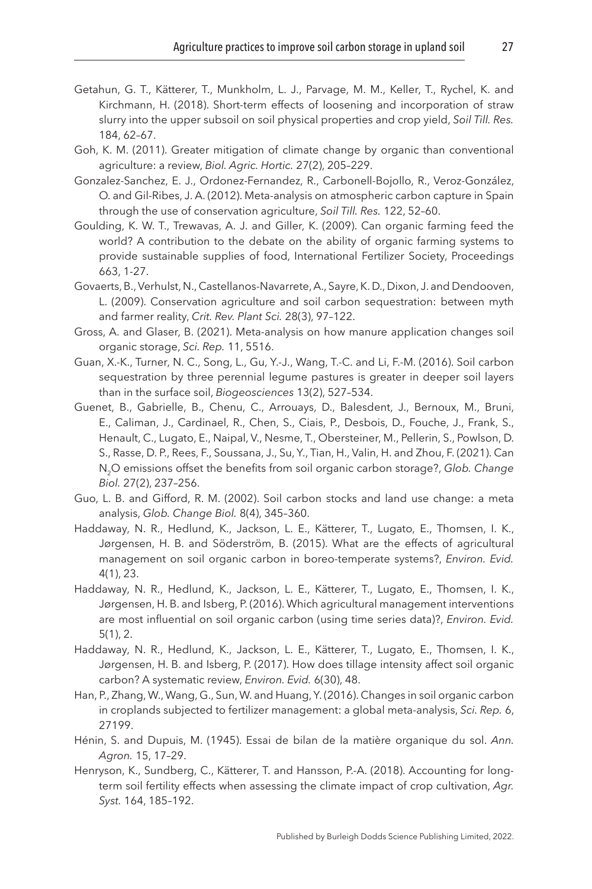Getahun, G. T., Kätterer, T., Munkholm, L. J., Parvage, M. M., Keller, T., Rychel, K. and Kirchmann, H. (2018). Short-term effects of loosening and incorporation of straw slurry into the upper subsoil on soil physical properties and crop yield, *Soil Till. Res.* 184, 62–67.

Goh, K. M. (2011). Greater mitigation of climate change by organic than conventional agriculture: a review, *Biol. Agric. Hortic.* 27(2), 205–229.

Gonzalez-Sanchez, E. J., Ordonez-Fernandez, R., Carbonell-Bojollo, R., Veroz-González, O. and Gil-Ribes, J. A. (2012). Meta-analysis on atmospheric carbon capture in Spain through the use of conservation agriculture, *Soil Till. Res.* 122, 52–60.

Goulding, K. W. T., Trewavas, A. J. and Giller, K. (2009). Can organic farming feed the world? A contribution to the debate on the ability of organic farming systems to provide sustainable supplies of food, International Fertilizer Society, Proceedings 663, 1-27.

Govaerts, B., Verhulst, N., Castellanos-Navarrete, A., Sayre, K. D., Dixon, J. and Dendooven, L. (2009). Conservation agriculture and soil carbon sequestration: between myth and farmer reality, *Crit. Rev. Plant Sci.* 28(3), 97–122.

Gross, A. and Glaser, B. (2021). Meta-analysis on how manure application changes soil organic storage, *Sci. Rep.* 11, 5516.

Guan, X.-K., Turner, N. C., Song, L., Gu, Y.-J., Wang, T.-C. and Li, F.-M. (2016). Soil carbon sequestration by three perennial legume pastures is greater in deeper soil layers than in the surface soil, *Biogeosciences* 13(2), 527–534.

Guenet, B., Gabrielle, B., Chenu, C., Arrouays, D., Balesdent, J., Bernoux, M., Bruni, E., Caliman, J., Cardinael, R., Chen, S., Ciais, P., Desbois, D., Fouche, J., Frank, S., Henault, C., Lugato, E., Naipal, V., Nesme, T., Obersteiner, M., Pellerin, S., Powlson, D. S., Rasse, D. P., Rees, F., Soussana, J., Su, Y., Tian, H., Valin, H. and Zhou, F. (2021). Can $N_2O$ emissions offset the benefits from soil organic carbon storage?, *Glob. Change Biol.* 27(2), 237–256.

Guo, L. B. and Gifford, R. M. (2002). Soil carbon stocks and land use change: a meta analysis, *Glob. Change Biol.* 8(4), 345–360.

Haddaway, N. R., Hedlund, K., Jackson, L. E., Kätterer, T., Lugato, E., Thomsen, I. K., Jørgensen, H. B. and Söderström, B. (2015). What are the effects of agricultural management on soil organic carbon in boreo-temperate systems?, *Environ. Evid.* 4(1), 23.

Haddaway, N. R., Hedlund, K., Jackson, L. E., Kätterer, T., Lugato, E., Thomsen, I. K., Jørgensen, H. B. and Isberg, P. (2016). Which agricultural management interventions are most influential on soil organic carbon (using time series data)?, *Environ. Evid.* 5(1), 2.

Haddaway, N. R., Hedlund, K., Jackson, L. E., Kätterer, T., Lugato, E., Thomsen, I. K., Jørgensen, H. B. and Isberg, P. (2017). How does tillage intensity affect soil organic carbon? A systematic review, *Environ. Evid.* 6(30), 48.

Han, P., Zhang, W., Wang, G., Sun, W. and Huang, Y. (2016). Changes in soil organic carbon in croplands subjected to fertilizer management: a global meta-analysis, *Sci. Rep.* 6, 27199.

Hénin, S. and Dupuis, M. (1945). Essai de bilan de la matière organique du sol. *Ann. Agron.* 15, 17–29.

Henryson, K., Sundberg, C., Kätterer, T. and Hansson, P.-A. (2018). Accounting for long-term soil fertility effects when assessing the climate impact of crop cultivation, *Agr. Syst.* 164, 185–192.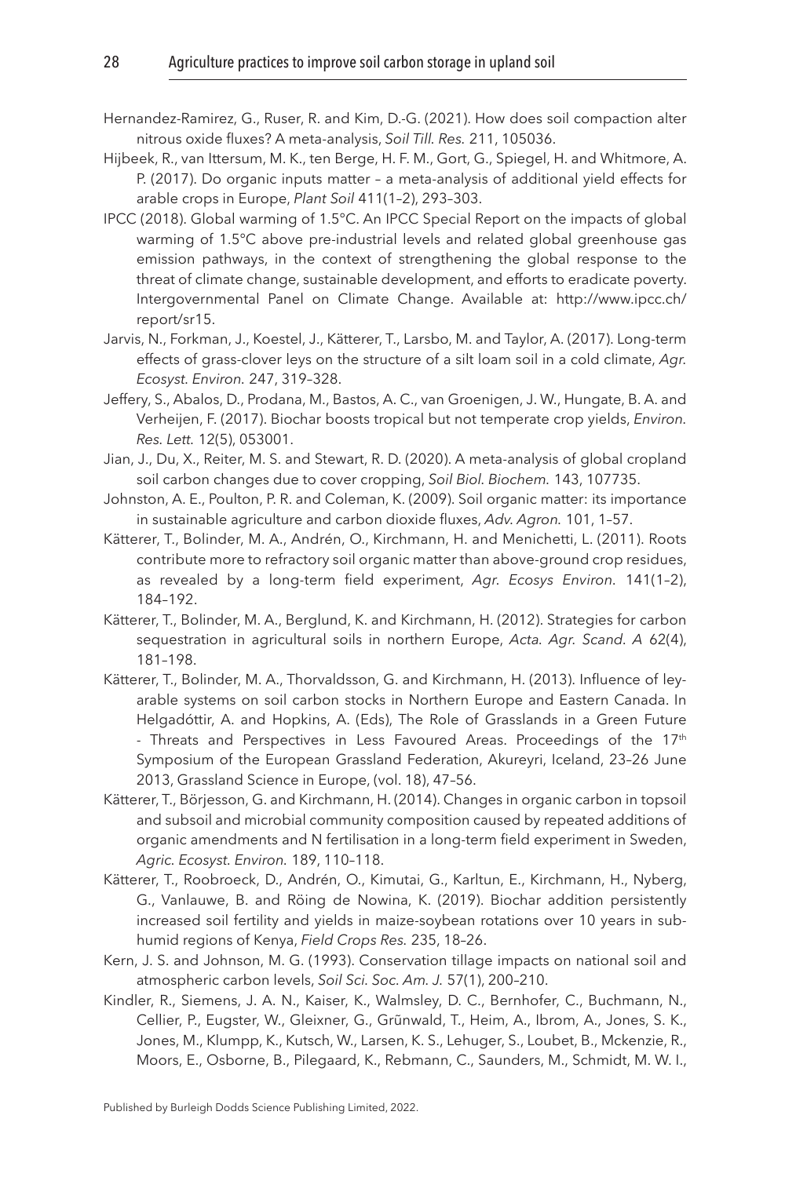Hernandez-Ramirez, G., Ruser, R. and Kim, D.-G. (2021). How does soil compaction alter nitrous oxide fluxes? A meta-analysis, *Soil Till. Res.* 211, 105036.

Hijbeek, R., van Ittersum, M. K., ten Berge, H. F. M., Gort, G., Spiegel, H. and Whitmore, A. P. (2017). Do organic inputs matter – a meta-analysis of additional yield effects for arable crops in Europe, *Plant Soil* 411(1–2), 293–303.

IPCC (2018). Global warming of 1.5°C. An IPCC Special Report on the impacts of global warming of 1.5°C above pre-industrial levels and related global greenhouse gas emission pathways, in the context of strengthening the global response to the threat of climate change, sustainable development, and efforts to eradicate poverty. Intergovernmental Panel on Climate Change. Available at: http://www.ipcc.ch/report/sr15.

Jarvis, N., Forkman, J., Koestel, J., Kätterer, T., Larsbo, M. and Taylor, A. (2017). Long-term effects of grass-clover leys on the structure of a silt loam soil in a cold climate, *Agr. Ecosyst. Environ.* 247, 319–328.

Jeffery, S., Abalos, D., Prodana, M., Bastos, A. C., van Groenigen, J. W., Hungate, B. A. and Verheijen, F. (2017). Biochar boosts tropical but not temperate crop yields, *Environ. Res. Lett.* 12(5), 053001.

Jian, J., Du, X., Reiter, M. S. and Stewart, R. D. (2020). A meta-analysis of global cropland soil carbon changes due to cover cropping, *Soil Biol. Biochem.* 143, 107735.

Johnston, A. E., Poulton, P. R. and Coleman, K. (2009). Soil organic matter: its importance in sustainable agriculture and carbon dioxide fluxes, *Adv. Agron.* 101, 1–57.

Kätterer, T., Bolinder, M. A., Andrén, O., Kirchmann, H. and Menichetti, L. (2011). Roots contribute more to refractory soil organic matter than above-ground crop residues, as revealed by a long-term field experiment, *Agr. Ecosys Environ.* 141(1–2), 184–192.

Kätterer, T., Bolinder, M. A., Berglund, K. and Kirchmann, H. (2012). Strategies for carbon sequestration in agricultural soils in northern Europe, *Acta. Agr. Scand. A* 62(4), 181–198.

Kätterer, T., Bolinder, M. A., Thorvaldsson, G. and Kirchmann, H. (2013). Influence of ley-arable systems on soil carbon stocks in Northern Europe and Eastern Canada. In Helgadóttir, A. and Hopkins, A. (Eds), The Role of Grasslands in a Green Future - Threats and Perspectives in Less Favoured Areas. Proceedings of the 17th Symposium of the European Grassland Federation, Akureyri, Iceland, 23–26 June 2013, Grassland Science in Europe, (vol. 18), 47–56.

Kätterer, T., Börjesson, G. and Kirchmann, H. (2014). Changes in organic carbon in topsoil and subsoil and microbial community composition caused by repeated additions of organic amendments and N fertilisation in a long-term field experiment in Sweden, *Agric. Ecosyst. Environ.* 189, 110–118.

Kätterer, T., Roobroeck, D., Andrén, O., Kimutai, G., Karltun, E., Kirchmann, H., Nyberg, G., Vanlauwe, B. and Röing de Nowina, K. (2019). Biochar addition persistently increased soil fertility and yields in maize-soybean rotations over 10 years in sub-humid regions of Kenya, *Field Crops Res.* 235, 18–26.

Kern, J. S. and Johnson, M. G. (1993). Conservation tillage impacts on national soil and atmospheric carbon levels, *Soil Sci. Soc. Am. J.* 57(1), 200–210.

Kindler, R., Siemens, J. A. N., Kaiser, K., Walmsley, D. C., Bernhofer, C., Buchmann, N., Cellier, P., Eugster, W., Gleixner, G., Grũnwald, T., Heim, A., Ibrom, A., Jones, S. K., Jones, M., Klumpp, K., Kutsch, W., Larsen, K. S., Lehuger, S., Loubet, B., Mckenzie, R., Moors, E., Osborne, B., Pilegaard, K., Rebmann, C., Saunders, M., Schmidt, M. W. I.,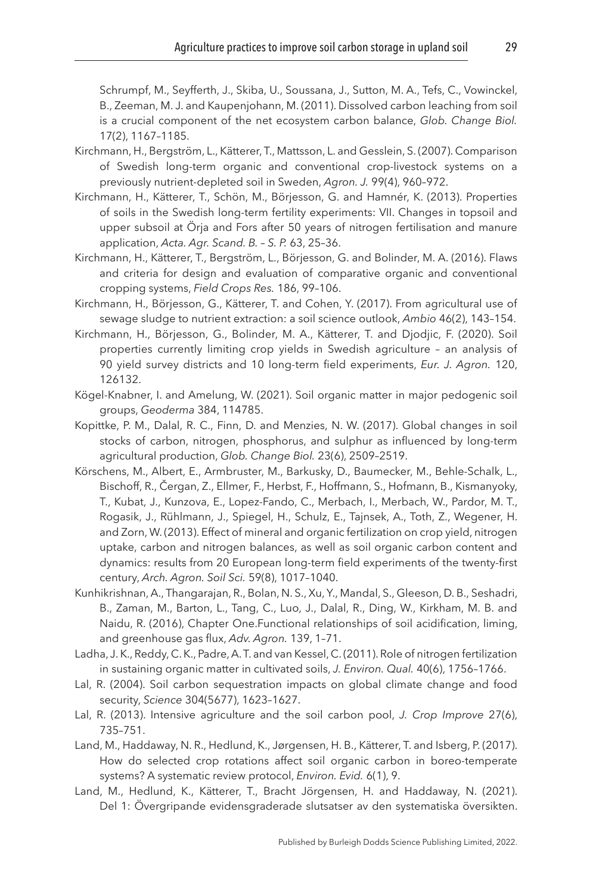Schrumpf, M., Seyfferth, J., Skiba, U., Soussana, J., Sutton, M. A., Tefs, C., Vowinckel, B., Zeeman, M. J. and Kaupenjohann, M. (2011). Dissolved carbon leaching from soil is a crucial component of the net ecosystem carbon balance, *Glob. Change Biol.* 17(2), 1167–1185.

Kirchmann, H., Bergström, L., Kätterer, T., Mattsson, L. and Gesslein, S. (2007). Comparison of Swedish long-term organic and conventional crop-livestock systems on a previously nutrient-depleted soil in Sweden, *Agron. J.* 99(4), 960–972.

Kirchmann, H., Kätterer, T., Schön, M., Börjesson, G. and Hamnér, K. (2013). Properties of soils in the Swedish long-term fertility experiments: VII. Changes in topsoil and upper subsoil at Örja and Fors after 50 years of nitrogen fertilisation and manure application, *Acta. Agr. Scand. B. – S. P.* 63, 25–36.

Kirchmann, H., Kätterer, T., Bergström, L., Börjesson, G. and Bolinder, M. A. (2016). Flaws and criteria for design and evaluation of comparative organic and conventional cropping systems, *Field Crops Res.* 186, 99–106.

Kirchmann, H., Börjesson, G., Kätterer, T. and Cohen, Y. (2017). From agricultural use of sewage sludge to nutrient extraction: a soil science outlook, *Ambio* 46(2), 143–154.

Kirchmann, H., Börjesson, G., Bolinder, M. A., Kätterer, T. and Djodjic, F. (2020). Soil properties currently limiting crop yields in Swedish agriculture – an analysis of 90 yield survey districts and 10 long-term field experiments, *Eur. J. Agron.* 120, 126132.

Kögel-Knabner, I. and Amelung, W. (2021). Soil organic matter in major pedogenic soil groups, *Geoderma* 384, 114785.

Kopittke, P. M., Dalal, R. C., Finn, D. and Menzies, N. W. (2017). Global changes in soil stocks of carbon, nitrogen, phosphorus, and sulphur as influenced by long-term agricultural production, *Glob. Change Biol.* 23(6), 2509–2519.

Körschens, M., Albert, E., Armbruster, M., Barkusky, D., Baumecker, M., Behle-Schalk, L., Bischoff, R., Čergan, Z., Ellmer, F., Herbst, F., Hoffmann, S., Hofmann, B., Kismanyoky, T., Kubat, J., Kunzova, E., Lopez-Fando, C., Merbach, I., Merbach, W., Pardor, M. T., Rogasik, J., Rühlmann, J., Spiegel, H., Schulz, E., Tajnsek, A., Toth, Z., Wegener, H. and Zorn, W. (2013). Effect of mineral and organic fertilization on crop yield, nitrogen uptake, carbon and nitrogen balances, as well as soil organic carbon content and dynamics: results from 20 European long-term field experiments of the twenty-first century, *Arch. Agron. Soil Sci.* 59(8), 1017–1040.

Kunhikrishnan, A., Thangarajan, R., Bolan, N. S., Xu, Y., Mandal, S., Gleeson, D. B., Seshadri, B., Zaman, M., Barton, L., Tang, C., Luo, J., Dalal, R., Ding, W., Kirkham, M. B. and Naidu, R. (2016), Chapter One.Functional relationships of soil acidification, liming, and greenhouse gas flux, *Adv. Agron.* 139, 1–71.

Ladha, J. K., Reddy, C. K., Padre, A. T. and van Kessel, C. (2011). Role of nitrogen fertilization in sustaining organic matter in cultivated soils, *J. Environ. Qual.* 40(6), 1756–1766.

Lal, R. (2004). Soil carbon sequestration impacts on global climate change and food security, *Science* 304(5677), 1623–1627.

Lal, R. (2013). Intensive agriculture and the soil carbon pool, *J. Crop Improve* 27(6), 735–751.

Land, M., Haddaway, N. R., Hedlund, K., Jørgensen, H. B., Kätterer, T. and Isberg, P. (2017). How do selected crop rotations affect soil organic carbon in boreo-temperate systems? A systematic review protocol, *Environ. Evid.* 6(1), 9.

Land, M., Hedlund, K., Kätterer, T., Bracht Jörgensen, H. and Haddaway, N. (2021). Del 1: Övergripande evidensgraderade slutsatser av den systematiska översikten.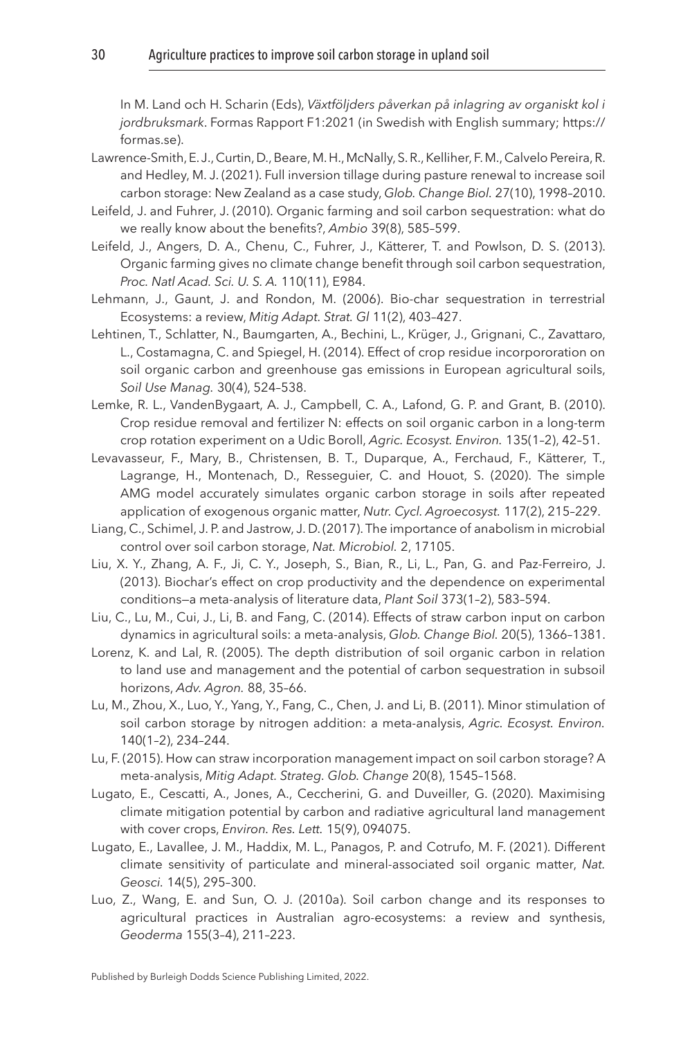In M. Land och H. Scharin (Eds), *Växtföljders påverkan på inlagring av organiskt kol i jordbruksmark*. Formas Rapport F1:2021 (in Swedish with English summary; https://formas.se).

Lawrence-Smith, E. J., Curtin, D., Beare, M. H., McNally, S. R., Kelliher, F. M., Calvelo Pereira, R. and Hedley, M. J. (2021). Full inversion tillage during pasture renewal to increase soil carbon storage: New Zealand as a case study, *Glob. Change Biol.* 27(10), 1998–2010.

Leifeld, J. and Fuhrer, J. (2010). Organic farming and soil carbon sequestration: what do we really know about the benefits?, *Ambio* 39(8), 585–599.

Leifeld, J., Angers, D. A., Chenu, C., Fuhrer, J., Kätterer, T. and Powlson, D. S. (2013). Organic farming gives no climate change benefit through soil carbon sequestration, *Proc. Natl Acad. Sci. U. S. A.* 110(11), E984.

Lehmann, J., Gaunt, J. and Rondon, M. (2006). Bio-char sequestration in terrestrial Ecosystems: a review, *Mitig Adapt. Strat. Gl* 11(2), 403–427.

Lehtinen, T., Schlatter, N., Baumgarten, A., Bechini, L., Krüger, J., Grignani, C., Zavattaro, L., Costamagna, C. and Spiegel, H. (2014). Effect of crop residue incorpororation on soil organic carbon and greenhouse gas emissions in European agricultural soils, *Soil Use Manag.* 30(4), 524–538.

Lemke, R. L., VandenBygaart, A. J., Campbell, C. A., Lafond, G. P. and Grant, B. (2010). Crop residue removal and fertilizer N: effects on soil organic carbon in a long-term crop rotation experiment on a Udic Boroll, *Agric. Ecosyst. Environ.* 135(1–2), 42–51.

Levavasseur, F., Mary, B., Christensen, B. T., Duparque, A., Ferchaud, F., Kätterer, T., Lagrange, H., Montenach, D., Resseguier, C. and Houot, S. (2020). The simple AMG model accurately simulates organic carbon storage in soils after repeated application of exogenous organic matter, *Nutr. Cycl. Agroecosyst.* 117(2), 215–229.

Liang, C., Schimel, J. P. and Jastrow, J. D. (2017). The importance of anabolism in microbial control over soil carbon storage, *Nat. Microbiol.* 2, 17105.

Liu, X. Y., Zhang, A. F., Ji, C. Y., Joseph, S., Bian, R., Li, L., Pan, G. and Paz-Ferreiro, J. (2013). Biochar's effect on crop productivity and the dependence on experimental conditions—a meta-analysis of literature data, *Plant Soil* 373(1–2), 583–594.

Liu, C., Lu, M., Cui, J., Li, B. and Fang, C. (2014). Effects of straw carbon input on carbon dynamics in agricultural soils: a meta-analysis, *Glob. Change Biol.* 20(5), 1366–1381.

Lorenz, K. and Lal, R. (2005). The depth distribution of soil organic carbon in relation to land use and management and the potential of carbon sequestration in subsoil horizons, *Adv. Agron.* 88, 35–66.

Lu, M., Zhou, X., Luo, Y., Yang, Y., Fang, C., Chen, J. and Li, B. (2011). Minor stimulation of soil carbon storage by nitrogen addition: a meta-analysis, *Agric. Ecosyst. Environ.* 140(1–2), 234–244.

Lu, F. (2015). How can straw incorporation management impact on soil carbon storage? A meta-analysis, *Mitig Adapt. Strateg. Glob. Change* 20(8), 1545–1568.

Lugato, E., Cescatti, A., Jones, A., Ceccherini, G. and Duveiller, G. (2020). Maximising climate mitigation potential by carbon and radiative agricultural land management with cover crops, *Environ. Res. Lett.* 15(9), 094075.

Lugato, E., Lavallee, J. M., Haddix, M. L., Panagos, P. and Cotrufo, M. F. (2021). Different climate sensitivity of particulate and mineral-associated soil organic matter, *Nat. Geosci.* 14(5), 295–300.

Luo, Z., Wang, E. and Sun, O. J. (2010a). Soil carbon change and its responses to agricultural practices in Australian agro-ecosystems: a review and synthesis, *Geoderma* 155(3–4), 211–223.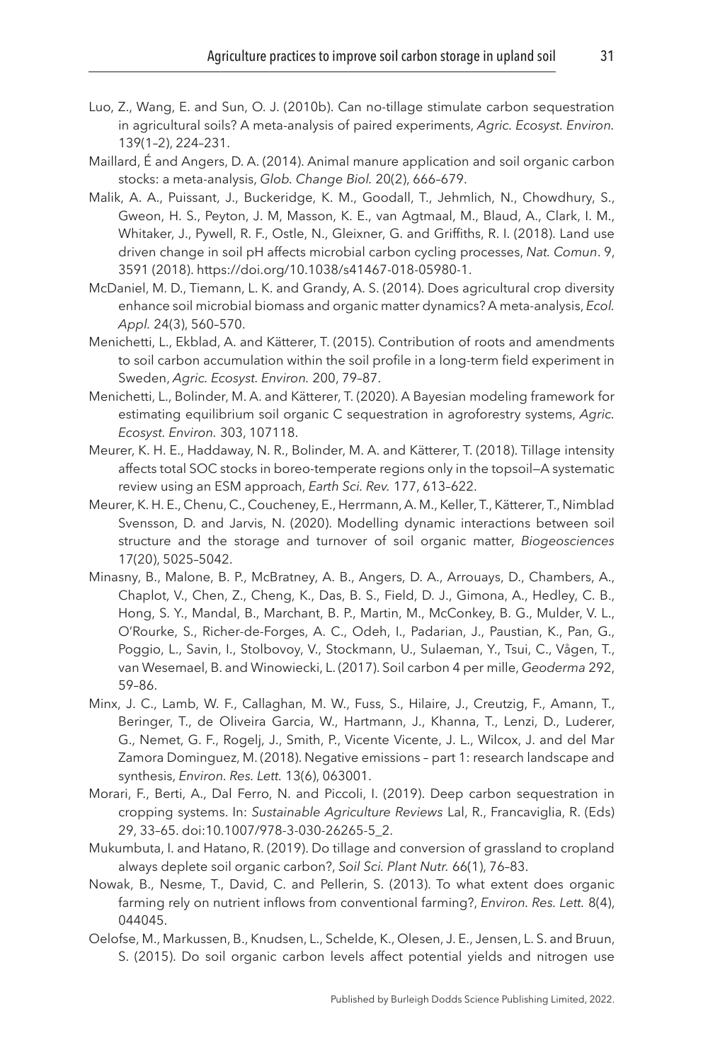Luo, Z., Wang, E. and Sun, O. J. (2010b). Can no-tillage stimulate carbon sequestration in agricultural soils? A meta-analysis of paired experiments, *Agric. Ecosyst. Environ.* 139(1–2), 224–231.

Maillard, É and Angers, D. A. (2014). Animal manure application and soil organic carbon stocks: a meta-analysis, *Glob. Change Biol.* 20(2), 666–679.

Malik, A. A., Puissant, J., Buckeridge, K. M., Goodall, T., Jehmlich, N., Chowdhury, S., Gweon, H. S., Peyton, J. M, Masson, K. E., van Agtmaal, M., Blaud, A., Clark, I. M., Whitaker, J., Pywell, R. F., Ostle, N., Gleixner, G. and Griffiths, R. I. (2018). Land use driven change in soil pH affects microbial carbon cycling processes, *Nat. Comun*. 9, 3591 (2018). https://doi.org/10.1038/s41467-018-05980-1.

McDaniel, M. D., Tiemann, L. K. and Grandy, A. S. (2014). Does agricultural crop diversity enhance soil microbial biomass and organic matter dynamics? A meta-analysis, *Ecol. Appl.* 24(3), 560–570.

Menichetti, L., Ekblad, A. and Kätterer, T. (2015). Contribution of roots and amendments to soil carbon accumulation within the soil profile in a long-term field experiment in Sweden, *Agric. Ecosyst. Environ.* 200, 79–87.

Menichetti, L., Bolinder, M. A. and Kätterer, T. (2020). A Bayesian modeling framework for estimating equilibrium soil organic C sequestration in agroforestry systems, *Agric. Ecosyst. Environ.* 303, 107118.

Meurer, K. H. E., Haddaway, N. R., Bolinder, M. A. and Kätterer, T. (2018). Tillage intensity affects total SOC stocks in boreo-temperate regions only in the topsoil—A systematic review using an ESM approach, *Earth Sci. Rev.* 177, 613–622.

Meurer, K. H. E., Chenu, C., Coucheney, E., Herrmann, A. M., Keller, T., Kätterer, T., Nimblad Svensson, D. and Jarvis, N. (2020). Modelling dynamic interactions between soil structure and the storage and turnover of soil organic matter, *Biogeosciences* 17(20), 5025–5042.

Minasny, B., Malone, B. P., McBratney, A. B., Angers, D. A., Arrouays, D., Chambers, A., Chaplot, V., Chen, Z., Cheng, K., Das, B. S., Field, D. J., Gimona, A., Hedley, C. B., Hong, S. Y., Mandal, B., Marchant, B. P., Martin, M., McConkey, B. G., Mulder, V. L., O'Rourke, S., Richer-de-Forges, A. C., Odeh, I., Padarian, J., Paustian, K., Pan, G., Poggio, L., Savin, I., Stolbovoy, V., Stockmann, U., Sulaeman, Y., Tsui, C., Vågen, T., van Wesemael, B. and Winowiecki, L. (2017). Soil carbon 4 per mille, *Geoderma* 292, 59–86.

Minx, J. C., Lamb, W. F., Callaghan, M. W., Fuss, S., Hilaire, J., Creutzig, F., Amann, T., Beringer, T., de Oliveira Garcia, W., Hartmann, J., Khanna, T., Lenzi, D., Luderer, G., Nemet, G. F., Rogelj, J., Smith, P., Vicente Vicente, J. L., Wilcox, J. and del Mar Zamora Dominguez, M. (2018). Negative emissions – part 1: research landscape and synthesis, *Environ. Res. Lett.* 13(6), 063001.

Morari, F., Berti, A., Dal Ferro, N. and Piccoli, I. (2019). Deep carbon sequestration in cropping systems. In: *Sustainable Agriculture Reviews* Lal, R., Francaviglia, R. (Eds) 29, 33–65. doi:10.1007/978-3-030-26265-5_2.

Mukumbuta, I. and Hatano, R. (2019). Do tillage and conversion of grassland to cropland always deplete soil organic carbon?, *Soil Sci. Plant Nutr.* 66(1), 76–83.

Nowak, B., Nesme, T., David, C. and Pellerin, S. (2013). To what extent does organic farming rely on nutrient inflows from conventional farming?, *Environ. Res. Lett.* 8(4), 044045.

Oelofse, M., Markussen, B., Knudsen, L., Schelde, K., Olesen, J. E., Jensen, L. S. and Bruun, S. (2015). Do soil organic carbon levels affect potential yields and nitrogen use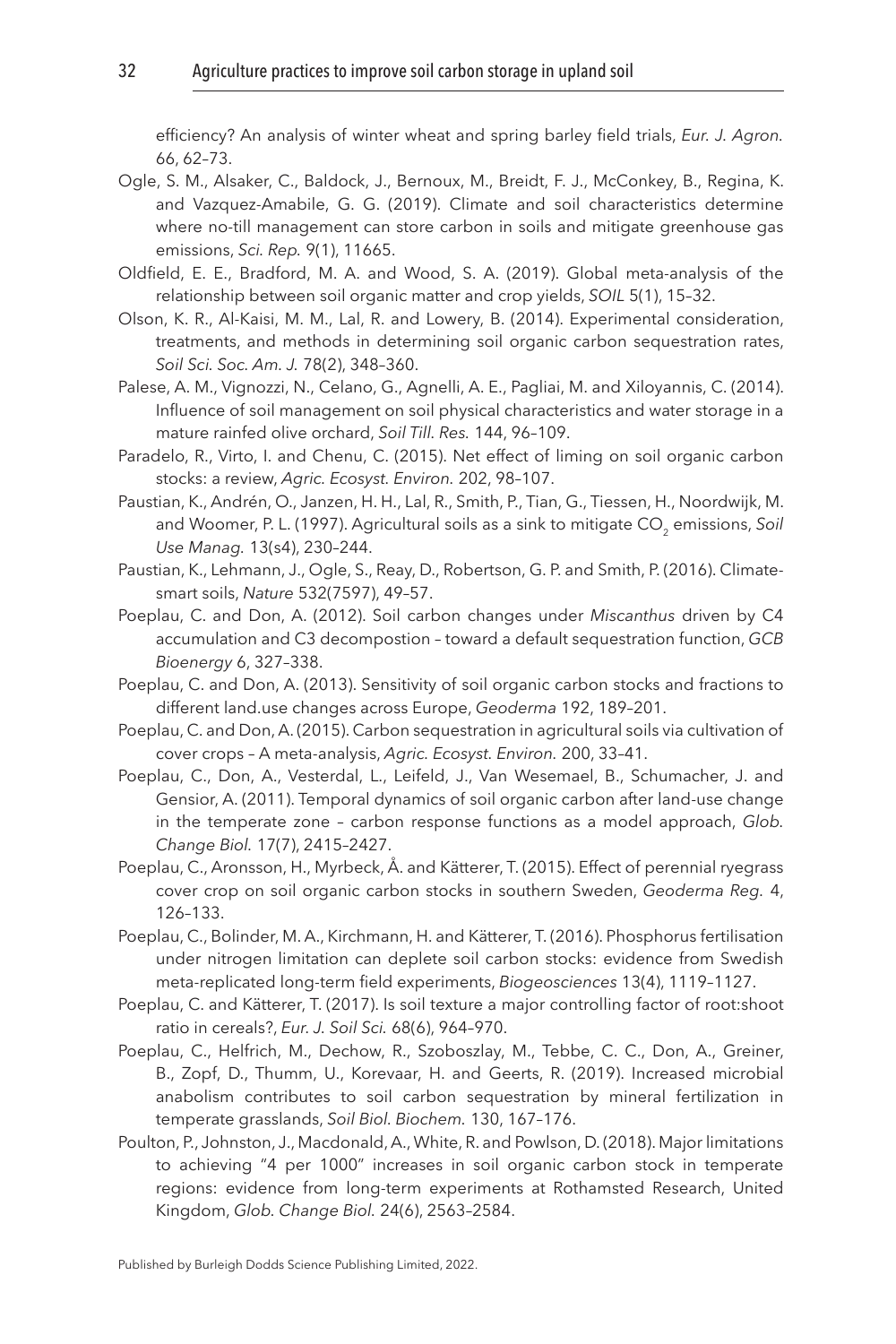efficiency? An analysis of winter wheat and spring barley field trials, *Eur. J. Agron.* 66, 62–73.

Ogle, S. M., Alsaker, C., Baldock, J., Bernoux, M., Breidt, F. J., McConkey, B., Regina, K. and Vazquez-Amabile, G. G. (2019). Climate and soil characteristics determine where no-till management can store carbon in soils and mitigate greenhouse gas emissions, *Sci. Rep.* 9(1), 11665.

Oldfield, E. E., Bradford, M. A. and Wood, S. A. (2019). Global meta-analysis of the relationship between soil organic matter and crop yields, *SOIL* 5(1), 15–32.

Olson, K. R., Al-Kaisi, M. M., Lal, R. and Lowery, B. (2014). Experimental consideration, treatments, and methods in determining soil organic carbon sequestration rates, *Soil Sci. Soc. Am. J.* 78(2), 348–360.

Palese, A. M., Vignozzi, N., Celano, G., Agnelli, A. E., Pagliai, M. and Xiloyannis, C. (2014). Influence of soil management on soil physical characteristics and water storage in a mature rainfed olive orchard, *Soil Till. Res.* 144, 96–109.

Paradelo, R., Virto, I. and Chenu, C. (2015). Net effect of liming on soil organic carbon stocks: a review, *Agric. Ecosyst. Environ.* 202, 98–107.

Paustian, K., Andrén, O., Janzen, H. H., Lal, R., Smith, P., Tian, G., Tiessen, H., Noordwijk, M. and Woomer, P. L. (1997). Agricultural soils as a sink to mitigate $CO_2$ emissions, *Soil Use Manag.* 13(s4), 230–244.

Paustian, K., Lehmann, J., Ogle, S., Reay, D., Robertson, G. P. and Smith, P. (2016). Climate-smart soils, *Nature* 532(7597), 49–57.

Poeplau, C. and Don, A. (2012). Soil carbon changes under *Miscanthus* driven by C4 accumulation and C3 decompostion – toward a default sequestration function, *GCB Bioenergy* 6, 327–338.

Poeplau, C. and Don, A. (2013). Sensitivity of soil organic carbon stocks and fractions to different land.use changes across Europe, *Geoderma* 192, 189–201.

Poeplau, C. and Don, A. (2015). Carbon sequestration in agricultural soils via cultivation of cover crops – A meta-analysis, *Agric. Ecosyst. Environ.* 200, 33–41.

Poeplau, C., Don, A., Vesterdal, L., Leifeld, J., Van Wesemael, B., Schumacher, J. and Gensior, A. (2011). Temporal dynamics of soil organic carbon after land-use change in the temperate zone – carbon response functions as a model approach, *Glob. Change Biol.* 17(7), 2415–2427.

Poeplau, C., Aronsson, H., Myrbeck, Å. and Kätterer, T. (2015). Effect of perennial ryegrass cover crop on soil organic carbon stocks in southern Sweden, *Geoderma Reg.* 4, 126–133.

Poeplau, C., Bolinder, M. A., Kirchmann, H. and Kätterer, T. (2016). Phosphorus fertilisation under nitrogen limitation can deplete soil carbon stocks: evidence from Swedish meta-replicated long-term field experiments, *Biogeosciences* 13(4), 1119–1127.

Poeplau, C. and Kätterer, T. (2017). Is soil texture a major controlling factor of root:shoot ratio in cereals?, *Eur. J. Soil Sci.* 68(6), 964–970.

Poeplau, C., Helfrich, M., Dechow, R., Szoboszlay, M., Tebbe, C. C., Don, A., Greiner, B., Zopf, D., Thumm, U., Korevaar, H. and Geerts, R. (2019). Increased microbial anabolism contributes to soil carbon sequestration by mineral fertilization in temperate grasslands, *Soil Biol. Biochem.* 130, 167–176.

Poulton, P., Johnston, J., Macdonald, A., White, R. and Powlson, D. (2018). Major limitations to achieving "4 per 1000" increases in soil organic carbon stock in temperate regions: evidence from long-term experiments at Rothamsted Research, United Kingdom, *Glob. Change Biol.* 24(6), 2563–2584.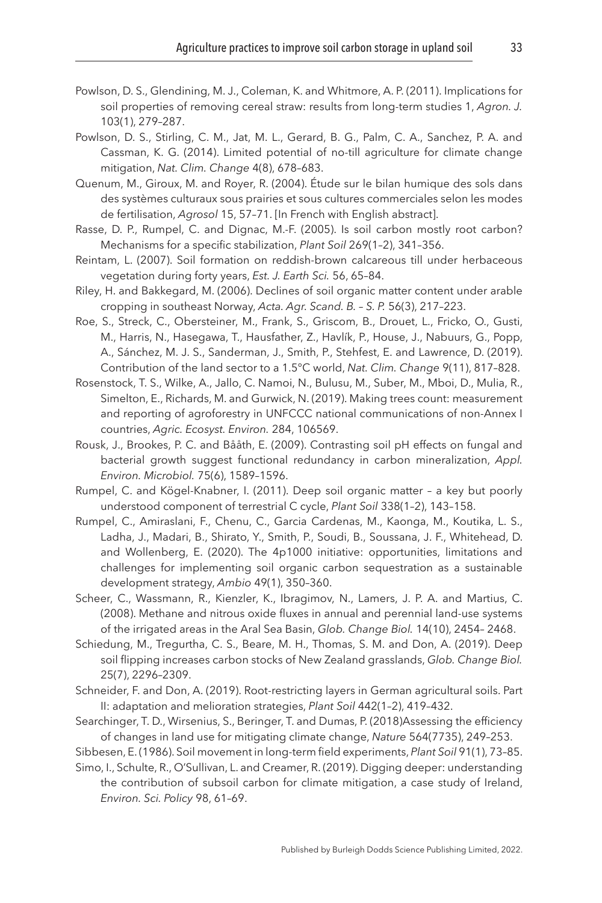Powlson, D. S., Glendining, M. J., Coleman, K. and Whitmore, A. P. (2011). Implications for soil properties of removing cereal straw: results from long-term studies 1, *Agron. J.* 103(1), 279–287.

Powlson, D. S., Stirling, C. M., Jat, M. L., Gerard, B. G., Palm, C. A., Sanchez, P. A. and Cassman, K. G. (2014). Limited potential of no-till agriculture for climate change mitigation, *Nat. Clim. Change* 4(8), 678–683.

Quenum, M., Giroux, M. and Royer, R. (2004). Étude sur le bilan humique des sols dans des systèmes culturaux sous prairies et sous cultures commerciales selon les modes de fertilisation, *Agrosol* 15, 57–71. [In French with English abstract].

Rasse, D. P., Rumpel, C. and Dignac, M.-F. (2005). Is soil carbon mostly root carbon? Mechanisms for a specific stabilization, *Plant Soil* 269(1–2), 341–356.

Reintam, L. (2007). Soil formation on reddish-brown calcareous till under herbaceous vegetation during forty years, *Est. J. Earth Sci.* 56, 65–84.

Riley, H. and Bakkegard, M. (2006). Declines of soil organic matter content under arable cropping in southeast Norway, *Acta. Agr. Scand. B. – S. P.* 56(3), 217–223.

Roe, S., Streck, C., Obersteiner, M., Frank, S., Griscom, B., Drouet, L., Fricko, O., Gusti, M., Harris, N., Hasegawa, T., Hausfather, Z., Havlík, P., House, J., Nabuurs, G., Popp, A., Sánchez, M. J. S., Sanderman, J., Smith, P., Stehfest, E. and Lawrence, D. (2019). Contribution of the land sector to a 1.5°C world, *Nat. Clim. Change* 9(11), 817–828.

Rosenstock, T. S., Wilke, A., Jallo, C. Namoi, N., Bulusu, M., Suber, M., Mboi, D., Mulia, R., Simelton, E., Richards, M. and Gurwick, N. (2019). Making trees count: measurement and reporting of agroforestry in UNFCCC national communications of non-Annex I countries, *Agric. Ecosyst. Environ.* 284, 106569.

Rousk, J., Brookes, P. C. and Bååth, E. (2009). Contrasting soil pH effects on fungal and bacterial growth suggest functional redundancy in carbon mineralization, *Appl. Environ. Microbiol.* 75(6), 1589–1596.

Rumpel, C. and Kögel-Knabner, I. (2011). Deep soil organic matter – a key but poorly understood component of terrestrial C cycle, *Plant Soil* 338(1–2), 143–158.

Rumpel, C., Amiraslani, F., Chenu, C., Garcia Cardenas, M., Kaonga, M., Koutika, L. S., Ladha, J., Madari, B., Shirato, Y., Smith, P., Soudi, B., Soussana, J. F., Whitehead, D. and Wollenberg, E. (2020). The 4p1000 initiative: opportunities, limitations and challenges for implementing soil organic carbon sequestration as a sustainable development strategy, *Ambio* 49(1), 350–360.

Scheer, C., Wassmann, R., Kienzler, K., Ibragimov, N., Lamers, J. P. A. and Martius, C. (2008). Methane and nitrous oxide fluxes in annual and perennial land-use systems of the irrigated areas in the Aral Sea Basin, *Glob. Change Biol.* 14(10), 2454– 2468.

Schiedung, M., Tregurtha, C. S., Beare, M. H., Thomas, S. M. and Don, A. (2019). Deep soil flipping increases carbon stocks of New Zealand grasslands, *Glob. Change Biol.* 25(7), 2296–2309.

Schneider, F. and Don, A. (2019). Root-restricting layers in German agricultural soils. Part II: adaptation and melioration strategies, *Plant Soil* 442(1–2), 419–432.

Searchinger, T. D., Wirsenius, S., Beringer, T. and Dumas, P. (2018)Assessing the efficiency of changes in land use for mitigating climate change, *Nature* 564(7735), 249–253.

Sibbesen, E. (1986). Soil movement in long-term field experiments, *Plant Soil* 91(1), 73–85.

Simo, I., Schulte, R., O'Sullivan, L. and Creamer, R. (2019). Digging deeper: understanding the contribution of subsoil carbon for climate mitigation, a case study of Ireland, *Environ. Sci. Policy* 98, 61–69.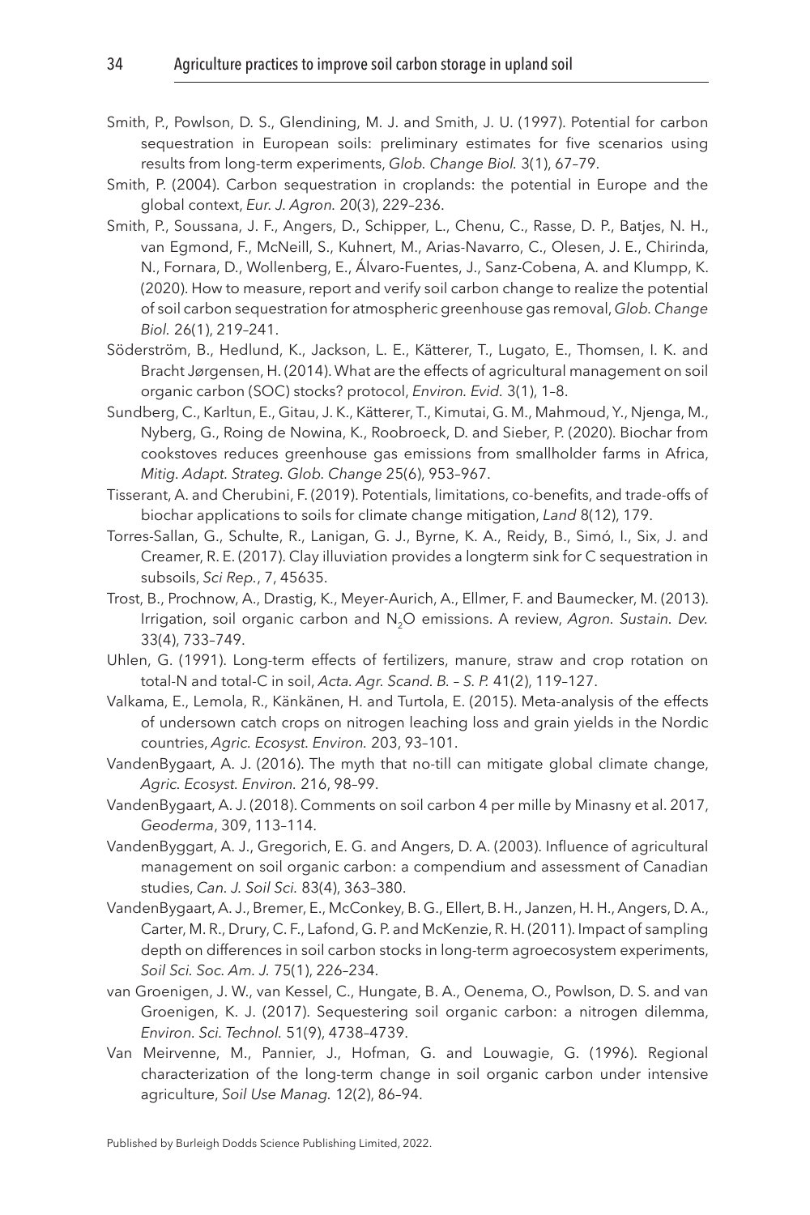Smith, P., Powlson, D. S., Glendining, M. J. and Smith, J. U. (1997). Potential for carbon sequestration in European soils: preliminary estimates for five scenarios using results from long-term experiments, *Glob. Change Biol.* 3(1), 67–79.

Smith, P. (2004). Carbon sequestration in croplands: the potential in Europe and the global context, *Eur. J. Agron.* 20(3), 229–236.

Smith, P., Soussana, J. F., Angers, D., Schipper, L., Chenu, C., Rasse, D. P., Batjes, N. H., van Egmond, F., McNeill, S., Kuhnert, M., Arias-Navarro, C., Olesen, J. E., Chirinda, N., Fornara, D., Wollenberg, E., Álvaro-Fuentes, J., Sanz-Cobena, A. and Klumpp, K. (2020). How to measure, report and verify soil carbon change to realize the potential of soil carbon sequestration for atmospheric greenhouse gas removal, *Glob. Change Biol.* 26(1), 219–241.

Söderström, B., Hedlund, K., Jackson, L. E., Kätterer, T., Lugato, E., Thomsen, I. K. and Bracht Jørgensen, H. (2014). What are the effects of agricultural management on soil organic carbon (SOC) stocks? protocol, *Environ. Evid.* 3(1), 1–8.

Sundberg, C., Karltun, E., Gitau, J. K., Kätterer, T., Kimutai, G. M., Mahmoud, Y., Njenga, M., Nyberg, G., Roing de Nowina, K., Roobroeck, D. and Sieber, P. (2020). Biochar from cookstoves reduces greenhouse gas emissions from smallholder farms in Africa, *Mitig. Adapt. Strateg. Glob. Change* 25(6), 953–967.

Tisserant, A. and Cherubini, F. (2019). Potentials, limitations, co-benefits, and trade-offs of biochar applications to soils for climate change mitigation, *Land* 8(12), 179.

Torres-Sallan, G., Schulte, R., Lanigan, G. J., Byrne, K. A., Reidy, B., Simó, I., Six, J. and Creamer, R. E. (2017). Clay illuviation provides a longterm sink for C sequestration in subsoils, *Sci Rep.*, 7, 45635.

Trost, B., Prochnow, A., Drastig, K., Meyer-Aurich, A., Ellmer, F. and Baumecker, M. (2013). Irrigation, soil organic carbon and $N_2O$ emissions. A review, *Agron. Sustain. Dev.* 33(4), 733–749.

Uhlen, G. (1991). Long-term effects of fertilizers, manure, straw and crop rotation on total-N and total-C in soil, *Acta. Agr. Scand. B. – S. P.* 41(2), 119–127.

Valkama, E., Lemola, R., Känkänen, H. and Turtola, E. (2015). Meta-analysis of the effects of undersown catch crops on nitrogen leaching loss and grain yields in the Nordic countries, *Agric. Ecosyst. Environ.* 203, 93–101.

VandenBygaart, A. J. (2016). The myth that no-till can mitigate global climate change, *Agric. Ecosyst. Environ.* 216, 98–99.

VandenBygaart, A. J. (2018). Comments on soil carbon 4 per mille by Minasny et al. 2017, *Geoderma*, 309, 113–114.

VandenByggart, A. J., Gregorich, E. G. and Angers, D. A. (2003). Influence of agricultural management on soil organic carbon: a compendium and assessment of Canadian studies, *Can. J. Soil Sci.* 83(4), 363–380.

VandenBygaart, A. J., Bremer, E., McConkey, B. G., Ellert, B. H., Janzen, H. H., Angers, D. A., Carter, M. R., Drury, C. F., Lafond, G. P. and McKenzie, R. H. (2011). Impact of sampling depth on differences in soil carbon stocks in long-term agroecosystem experiments, *Soil Sci. Soc. Am. J.* 75(1), 226–234.

van Groenigen, J. W., van Kessel, C., Hungate, B. A., Oenema, O., Powlson, D. S. and van Groenigen, K. J. (2017). Sequestering soil organic carbon: a nitrogen dilemma, *Environ. Sci. Technol.* 51(9), 4738–4739.

Van Meirvenne, M., Pannier, J., Hofman, G. and Louwagie, G. (1996). Regional characterization of the long-term change in soil organic carbon under intensive agriculture, *Soil Use Manag.* 12(2), 86–94.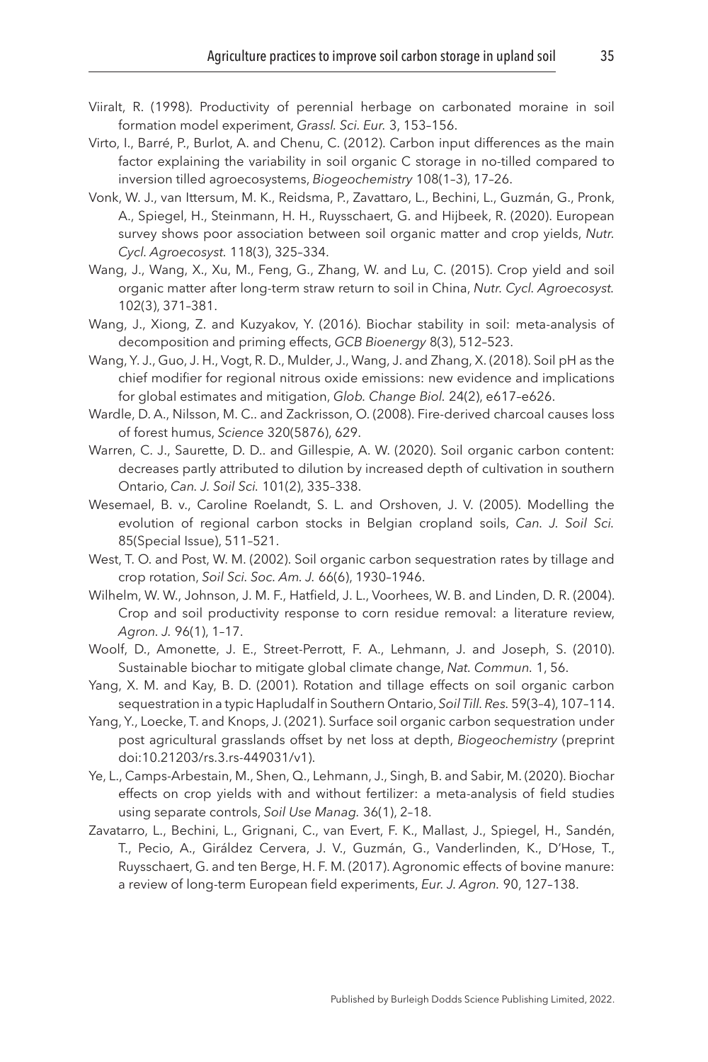Viiralt, R. (1998). Productivity of perennial herbage on carbonated moraine in soil formation model experiment, *Grassl. Sci. Eur.* 3, 153–156.

Virto, I., Barré, P., Burlot, A. and Chenu, C. (2012). Carbon input differences as the main factor explaining the variability in soil organic C storage in no-tilled compared to inversion tilled agroecosystems, *Biogeochemistry* 108(1–3), 17–26.

Vonk, W. J., van Ittersum, M. K., Reidsma, P., Zavattaro, L., Bechini, L., Guzmán, G., Pronk, A., Spiegel, H., Steinmann, H. H., Ruysschaert, G. and Hijbeek, R. (2020). European survey shows poor association between soil organic matter and crop yields, *Nutr. Cycl. Agroecosyst.* 118(3), 325–334.

Wang, J., Wang, X., Xu, M., Feng, G., Zhang, W. and Lu, C. (2015). Crop yield and soil organic matter after long-term straw return to soil in China, *Nutr. Cycl. Agroecosyst.* 102(3), 371–381.

Wang, J., Xiong, Z. and Kuzyakov, Y. (2016). Biochar stability in soil: meta-analysis of decomposition and priming effects, *GCB Bioenergy* 8(3), 512–523.

Wang, Y. J., Guo, J. H., Vogt, R. D., Mulder, J., Wang, J. and Zhang, X. (2018). Soil pH as the chief modifier for regional nitrous oxide emissions: new evidence and implications for global estimates and mitigation, *Glob. Change Biol.* 24(2), e617–e626.

Wardle, D. A., Nilsson, M. C.. and Zackrisson, O. (2008). Fire-derived charcoal causes loss of forest humus, *Science* 320(5876), 629.

Warren, C. J., Saurette, D. D.. and Gillespie, A. W. (2020). Soil organic carbon content: decreases partly attributed to dilution by increased depth of cultivation in southern Ontario, *Can. J. Soil Sci.* 101(2), 335–338.

Wesemael, B. v., Caroline Roelandt, S. L. and Orshoven, J. V. (2005). Modelling the evolution of regional carbon stocks in Belgian cropland soils, *Can. J. Soil Sci.* 85(Special Issue), 511–521.

West, T. O. and Post, W. M. (2002). Soil organic carbon sequestration rates by tillage and crop rotation, *Soil Sci. Soc. Am. J.* 66(6), 1930–1946.

Wilhelm, W. W., Johnson, J. M. F., Hatfield, J. L., Voorhees, W. B. and Linden, D. R. (2004). Crop and soil productivity response to corn residue removal: a literature review, *Agron. J.* 96(1), 1–17.

Woolf, D., Amonette, J. E., Street-Perrott, F. A., Lehmann, J. and Joseph, S. (2010). Sustainable biochar to mitigate global climate change, *Nat. Commun.* 1, 56.

Yang, X. M. and Kay, B. D. (2001). Rotation and tillage effects on soil organic carbon sequestration in a typic Hapludalf in Southern Ontario, *Soil Till. Res.* 59(3–4), 107–114.

Yang, Y., Loecke, T. and Knops, J. (2021). Surface soil organic carbon sequestration under post agricultural grasslands offset by net loss at depth, *Biogeochemistry* (preprint doi:10.21203/rs.3.rs-449031/v1).

Ye, L., Camps-Arbestain, M., Shen, Q., Lehmann, J., Singh, B. and Sabir, M. (2020). Biochar effects on crop yields with and without fertilizer: a meta-analysis of field studies using separate controls, *Soil Use Manag.* 36(1), 2–18.

Zavatarro, L., Bechini, L., Grignani, C., van Evert, F. K., Mallast, J., Spiegel, H., Sandén, T., Pecio, A., Giráldez Cervera, J. V., Guzmán, G., Vanderlinden, K., D'Hose, T., Ruysschaert, G. and ten Berge, H. F. M. (2017). Agronomic effects of bovine manure: a review of long-term European field experiments, *Eur. J. Agron.* 90, 127–138.